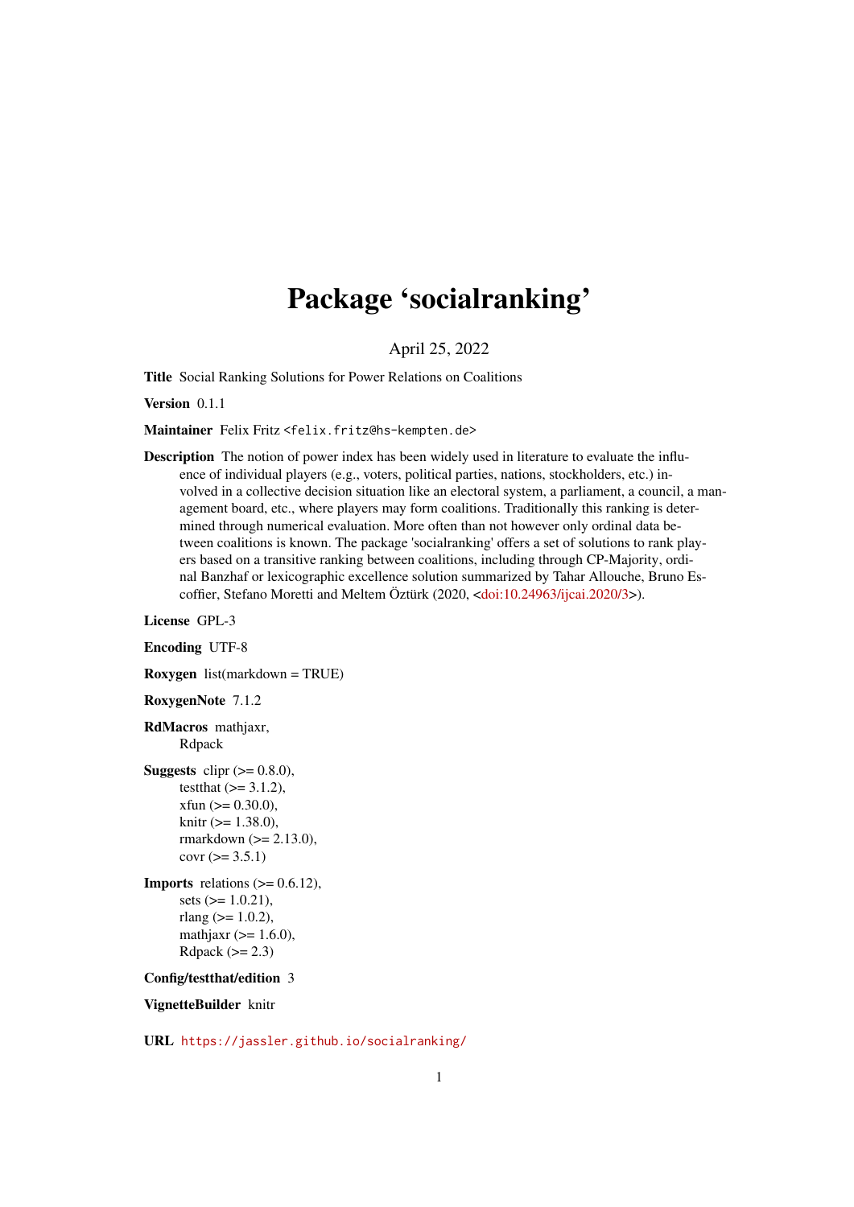# Package 'socialranking'

April 25, 2022

**Title** Social Ranking Solutions for Power Relations on Coalitions

**Version** 0.1.1

**Maintainer** Felix Fritz <felix.fritz@hs-kempten.de>

**Description** The notion of power index has been widely used in literature to evaluate the influence of individual players (e.g., voters, political parties, nations, stockholders, etc.) involved in a collective decision situation like an electoral system, a parliament, a council, a management board, etc., where players may form coalitions. Traditionally this ranking is determined through numerical evaluation. More often than not however only ordinal data between coalitions is known. The package 'socialranking' offers a set of solutions to rank players based on a transitive ranking between coalitions, including through CP-Majority, ordinal Banzhaf or lexicographic excellence solution summarized by Tahar Allouche, Bruno Escoffier, Stefano Moretti and Meltem Öztürk (2020, <doi:10.24963/ijcai.2020/3>).

**License** GPL-3

**Encoding** UTF-8

**Roxygen** list(markdown = TRUE)

**RoxygenNote** 7.1.2

**RdMacros** mathjaxr,
Rdpack

**Suggests** clipr (>= 0.8.0),
testthat (>= 3.1.2),
xfun (>= 0.30.0),
knitr (>= 1.38.0),
rmarkdown (>= 2.13.0),
covr (>= 3.5.1)

**Imports** relations (>= 0.6.12),
sets (>= 1.0.21),
rlang (>= 1.0.2),
mathjaxr (>= 1.6.0),
Rdpack (>= 2.3)

**Config/testthat/edition** 3

**VignetteBuilder** knitr

**URL** https://jassler.github.io/socialranking/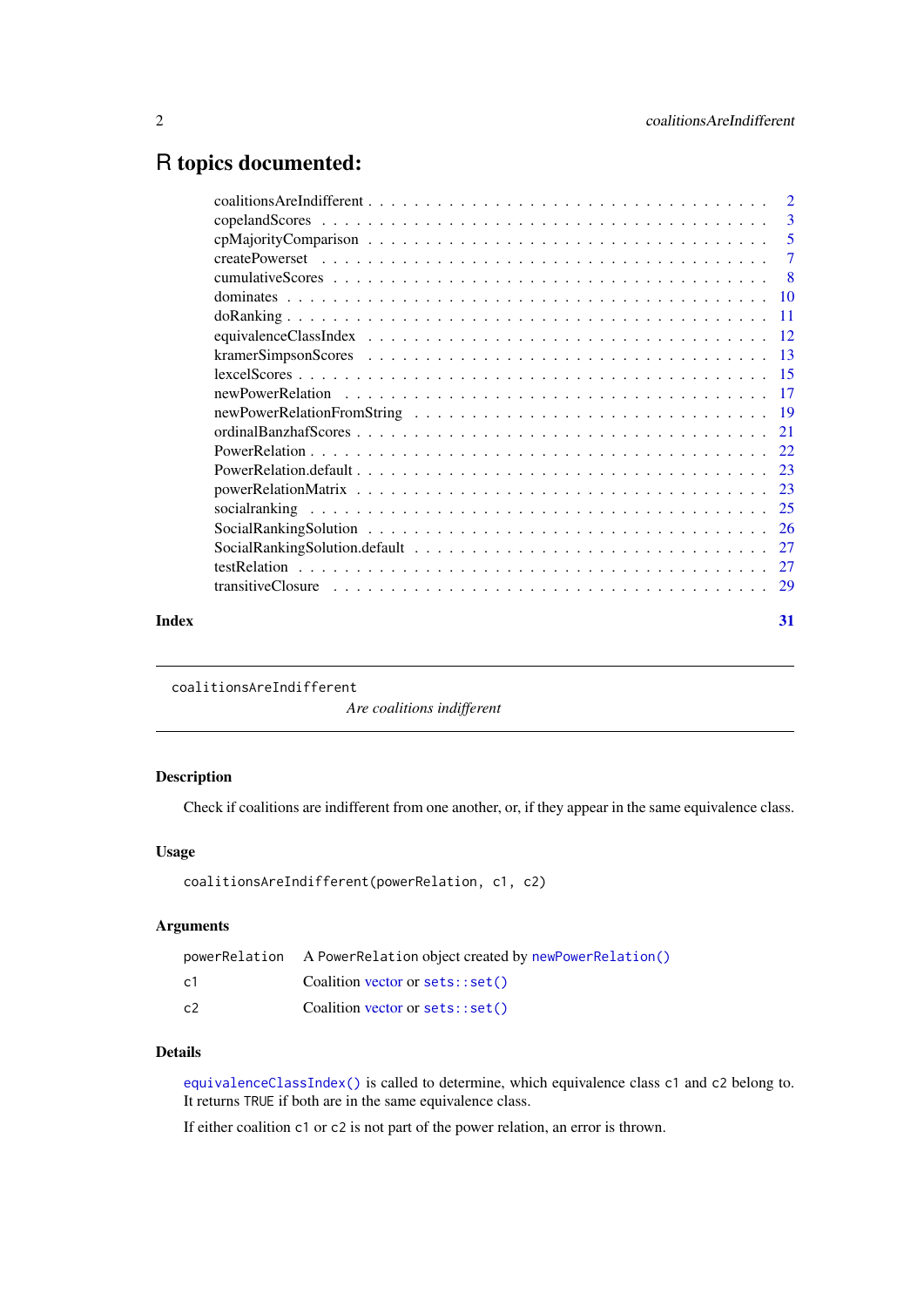# R topics documented:

| | |
|---|---|
| coalitionsAreIndifferent | 2 |
| copelandScores | 3 |
| cpMajorityComparison | 5 |
| createPowerset | 7 |
| cumulativeScores | 8 |
| dominates | 10 |
| doRanking | 11 |
| equivalenceClassIndex | 12 |
| kramerSimpsonScores | 13 |
| lexcelScores | 15 |
| newPowerRelation | 17 |
| newPowerRelationFromString | 19 |
| ordinalBanzhafScores | 21 |
| PowerRelation | 22 |
| PowerRelation.default | 23 |
| powerRelationMatrix | 23 |
| socialranking | 25 |
| SocialRankingSolution | 26 |
| SocialRankingSolution.default | 27 |
| testRelation | 27 |
| transitiveClosure | 29 |
| **Index** | **31** |

---

`coalitionsAreIndifferent` *Are coalitions indifferent*

---

## Description

Check if coalitions are indifferent from one another, or, if they appear in the same equivalence class.

## Usage

```
coalitionsAreIndifferent(powerRelation, c1, c2)
```

## Arguments

| | |
|---|---|
| `powerRelation` | A `PowerRelation` object created by `newPowerRelation()` |
| `c1` | Coalition `vector` or `sets::set()` |
| `c2` | Coalition `vector` or `sets::set()` |

## Details

`equivalenceClassIndex()` is called to determine, which equivalence class `c1` and `c2` belong to. It returns `TRUE` if both are in the same equivalence class.

If either coalition `c1` or `c2` is not part of the power relation, an error is thrown.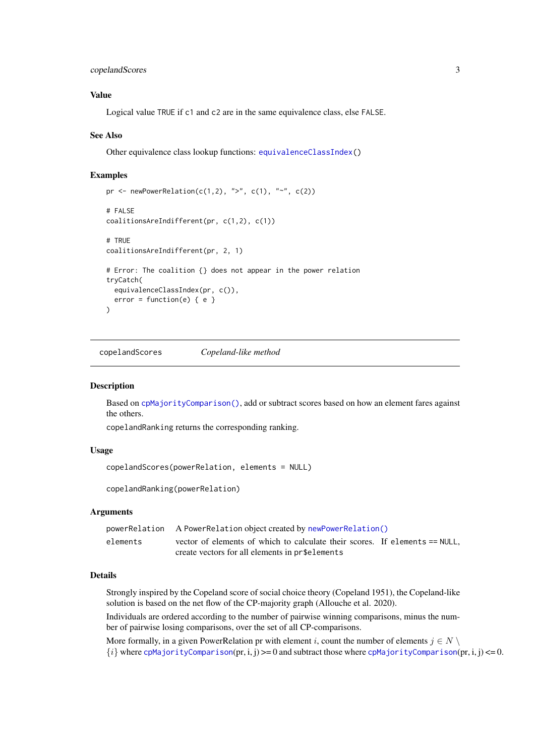### Value

Logical value TRUE if c1 and c2 are in the same equivalence class, else FALSE.

### See Also

Other equivalence class lookup functions: equivalenceClassIndex()

### Examples

```
pr <- newPowerRelation(c(1,2), ">", c(1), "~", c(2))

# FALSE
coalitionsAreIndifferent(pr, c(1,2), c(1))

# TRUE
coalitionsAreIndifferent(pr, 2, 1)

# Error: The coalition {} does not appear in the power relation
tryCatch(
  equivalenceClassIndex(pr, c()),
  error = function(e) { e }
)
```

---

## copelandScores    *Copeland-like method*

---

### Description

Based on cpMajorityComparison(), add or subtract scores based on how an element fares against the others.

copelandRanking returns the corresponding ranking.

### Usage

```
copelandScores(powerRelation, elements = NULL)

copelandRanking(powerRelation)
```

### Arguments

| | |
|---|---|
| powerRelation | A PowerRelation object created by newPowerRelation() |
| elements | vector of elements of which to calculate their scores. If elements == NULL, create vectors for all elements in pr$elements |

### Details

Strongly inspired by the Copeland score of social choice theory (Copeland 1951), the Copeland-like solution is based on the net flow of the CP-majority graph (Allouche et al. 2020).

Individuals are ordered according to the number of pairwise winning comparisons, minus the number of pairwise losing comparisons, over the set of all CP-comparisons.

More formally, in a given PowerRelation pr with element $i$, count the number of elements $j \in N \setminus \{i\}$ where cpMajorityComparison(pr, i, j) >= 0 and subtract those where cpMajorityComparison(pr, i, j) <= 0.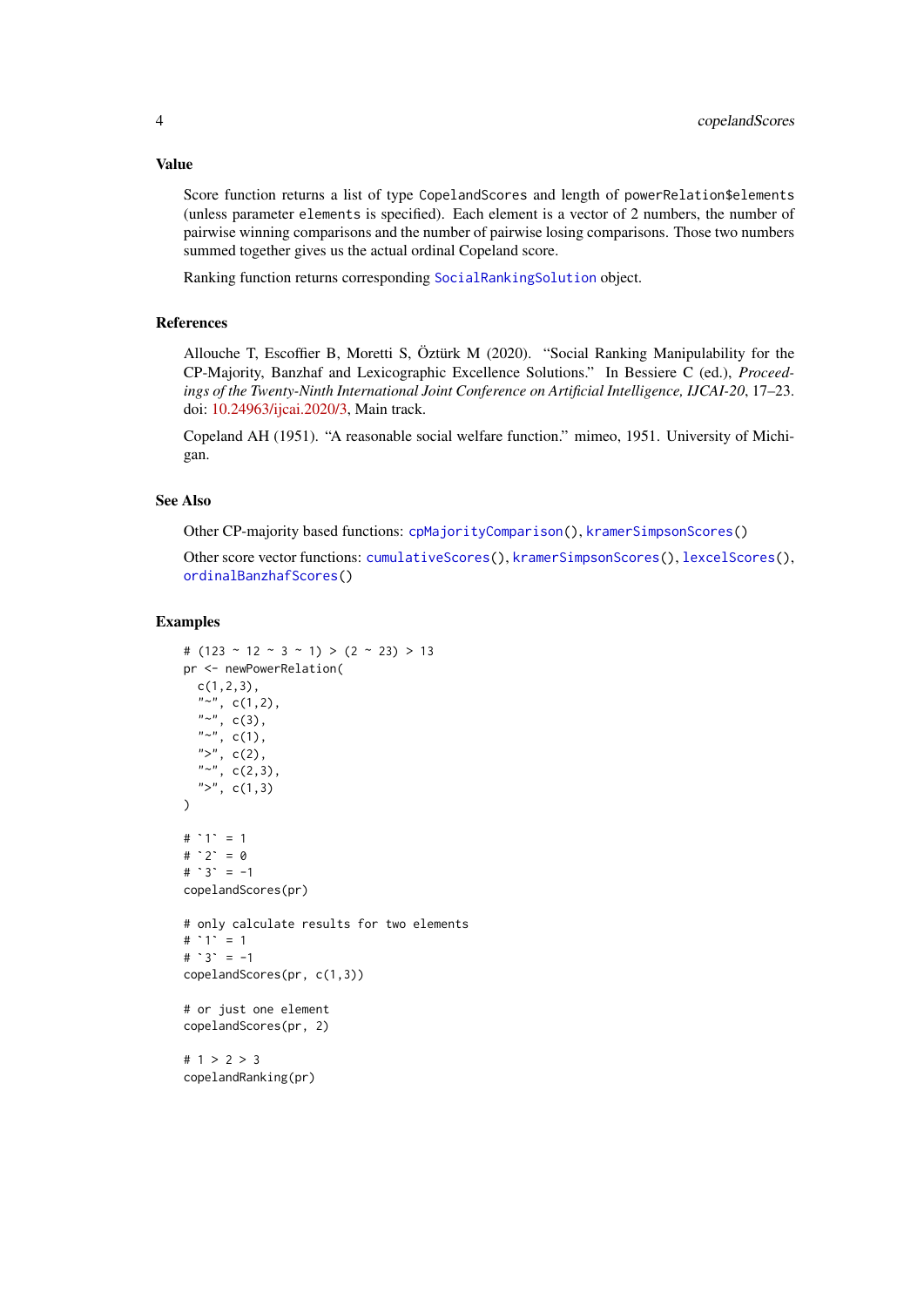### Value

Score function returns a list of type `CopelandScores` and length of `powerRelation$elements` (unless parameter `elements` is specified). Each element is a vector of 2 numbers, the number of pairwise winning comparisons and the number of pairwise losing comparisons. Those two numbers summed together gives us the actual ordinal Copeland score.

Ranking function returns corresponding `SocialRankingSolution` object.

### References

Allouche T, Escoffier B, Moretti S, Öztürk M (2020). "Social Ranking Manipulability for the CP-Majority, Banzhaf and Lexicographic Excellence Solutions." In Bessiere C (ed.), *Proceedings of the Twenty-Ninth International Joint Conference on Artificial Intelligence, IJCAI-20*, 17–23. doi: 10.24963/ijcai.2020/3, Main track.

Copeland AH (1951). "A reasonable social welfare function." mimeo, 1951. University of Michigan.

### See Also

Other CP-majority based functions: `cpMajorityComparison()`, `kramerSimpsonScores()`

Other score vector functions: `cumulativeScores()`, `kramerSimpsonScores()`, `lexcelScores()`, `ordinalBanzhafScores()`

### Examples

```
# (123 ~ 12 ~ 3 ~ 1) > (2 ~ 23) > 13
pr <- newPowerRelation(
  c(1,2,3),
  "~", c(1,2),
  "~", c(3),
  "~", c(1),
  ">", c(2),
  "~", c(2,3),
  ">", c(1,3)
)

# `1` = 1
# `2` = 0
# `3` = -1
copelandScores(pr)

# only calculate results for two elements
# `1` = 1
# `3` = -1
copelandScores(pr, c(1,3))

# or just one element
copelandScores(pr, 2)

# 1 > 2 > 3
copelandRanking(pr)
```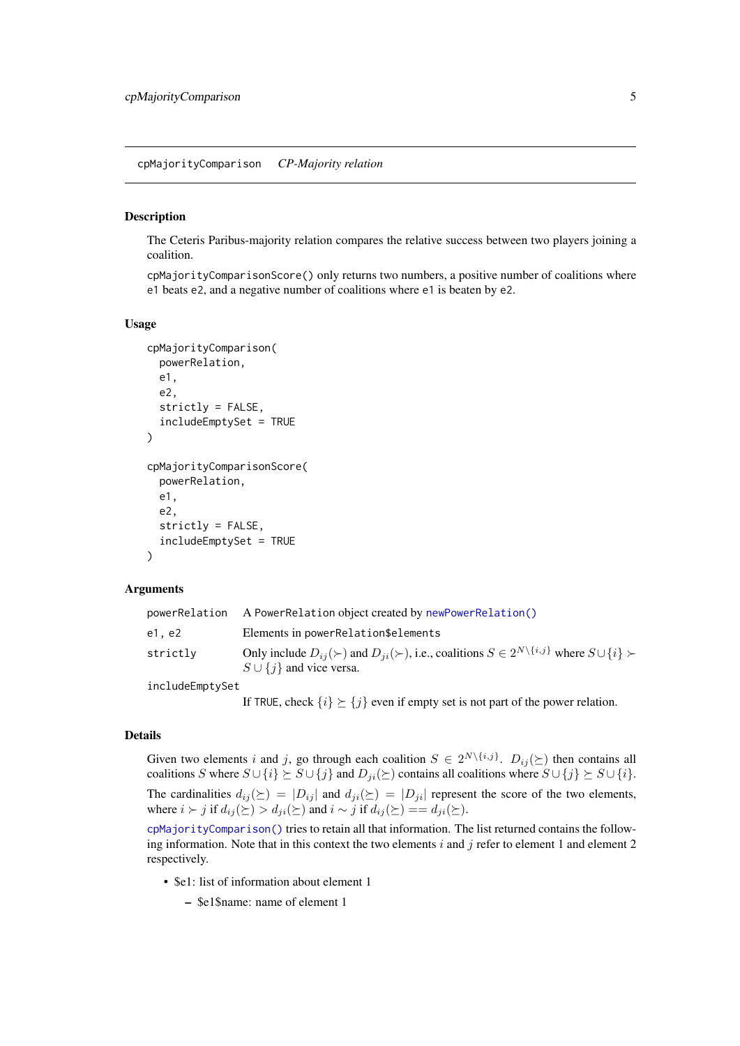## cpMajorityComparison — *CP-Majority relation*

### Description

The Ceteris Paribus-majority relation compares the relative success between two players joining a coalition.

`cpMajorityComparisonScore()` only returns two numbers, a positive number of coalitions where `e1` beats `e2`, and a negative number of coalitions where `e1` is beaten by `e2`.

### Usage

```
cpMajorityComparison(
  powerRelation,
  e1,
  e2,
  strictly = FALSE,
  includeEmptySet = TRUE
)

cpMajorityComparisonScore(
  powerRelation,
  e1,
  e2,
  strictly = FALSE,
  includeEmptySet = TRUE
)
```

### Arguments

| | |
|---|---|
| `powerRelation` | A `PowerRelation` object created by `newPowerRelation()` |
| `e1, e2` | Elements in `powerRelation$elements` |
| `strictly` | Only include $D_{ij}(\succ)$ and $D_{ji}(\succ)$, i.e., coalitions $S \in 2^{N \setminus \{i,j\}}$ where $S \cup \{i\} \succ S \cup \{j\}$ and vice versa. |
| `includeEmptySet` | If `TRUE`, check $\{i\} \succeq \{j\}$ even if empty set is not part of the power relation. |

### Details

Given two elements $i$ and $j$, go through each coalition $S \in 2^{N \setminus \{i,j\}}$. $D_{ij}(\succeq)$ then contains all coalitions $S$ where $S \cup \{i\} \succeq S \cup \{j\}$ and $D_{ji}(\succeq)$ contains all coalitions where $S \cup \{j\} \succeq S \cup \{i\}$.

The cardinalities $d_{ij}(\succeq) = |D_{ij}|$ and $d_{ji}(\succeq) = |D_{ji}|$ represent the score of the two elements, where $i \succ j$ if $d_{ij}(\succeq) > d_{ji}(\succeq)$ and $i \sim j$ if $d_{ij}(\succeq) == d_{ji}(\succeq)$.

`cpMajorityComparison()` tries to retain all that information. The list returned contains the following information. Note that in this context the two elements $i$ and $j$ refer to element 1 and element 2 respectively.

- $e1: list of information about element 1
  - $e1$name: name of element 1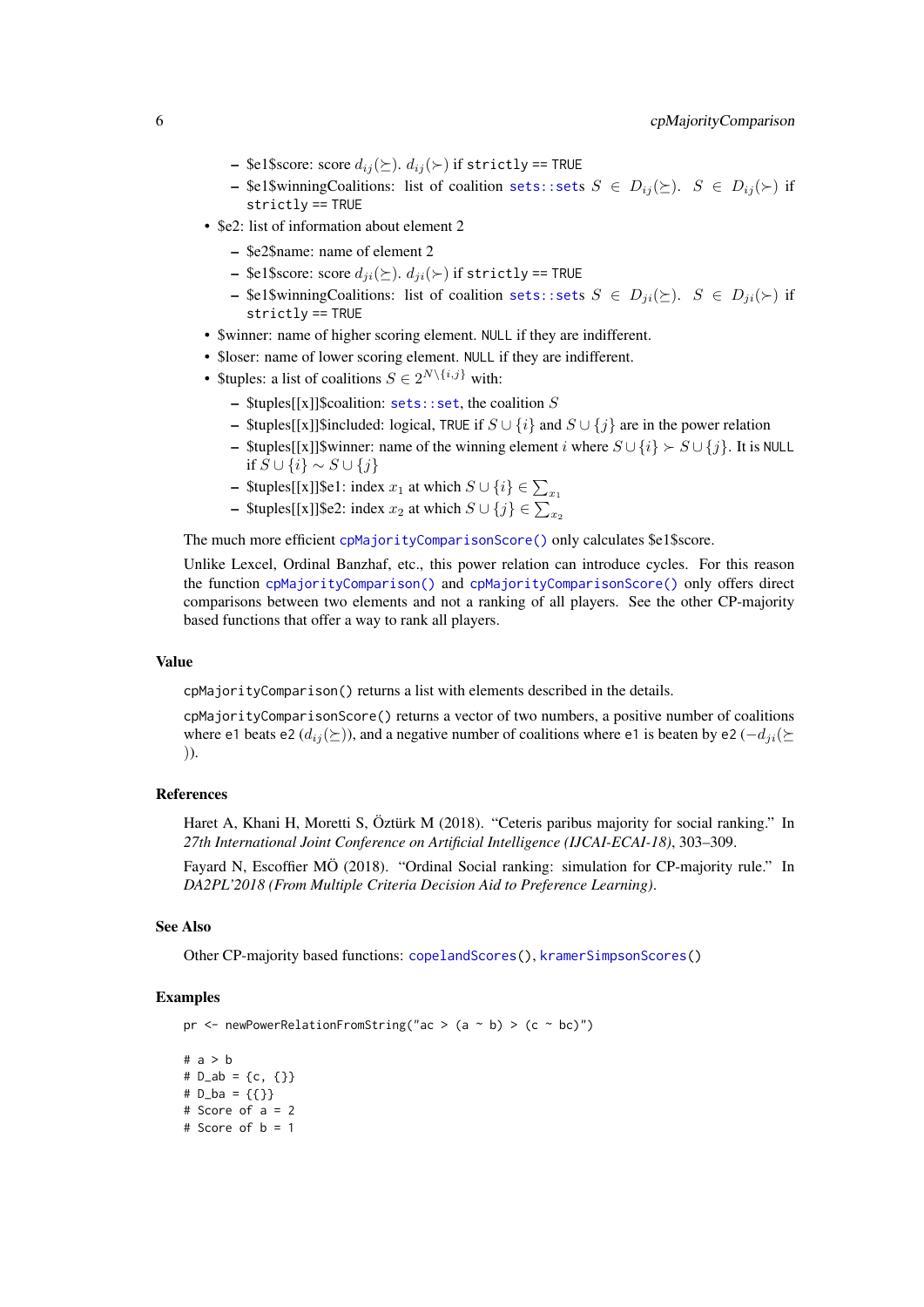- $e1$score: score $d_{ij}(\succeq)$. $d_{ij}(\succ)$ if `strictly == TRUE`
  - $e1$winningCoalitions: list of coalition `sets::sets` $S \in D_{ij}(\succeq)$. $S \in D_{ij}(\succ)$ if `strictly == TRUE`
- $e2: list of information about element 2
  - $e2$name: name of element 2
  - $e1$score: score $d_{ji}(\succeq)$. $d_{ji}(\succ)$ if `strictly == TRUE`
  - $e1$winningCoalitions: list of coalition `sets::sets` $S \in D_{ji}(\succeq)$. $S \in D_{ji}(\succ)$ if `strictly == TRUE`
- $winner: name of higher scoring element. `NULL` if they are indifferent.
- $loser: name of lower scoring element. `NULL` if they are indifferent.
- $tuples: a list of coalitions $S \in 2^{N \setminus \{i,j\}}$ with:
  - $tuples[[x]]$coalition: `sets::set`, the coalition $S$
  - $tuples[[x]]$included: logical, `TRUE` if $S \cup \{i\}$ and $S \cup \{j\}$ are in the power relation
  - $tuples[[x]]$winner: name of the winning element $i$ where $S \cup \{i\} \succ S \cup \{j\}$. It is `NULL` if $S \cup \{i\} \sim S \cup \{j\}$
  - $tuples[[x]]$e1: index $x_1$ at which $S \cup \{i\} \in \sum_{x_1}$
  - $tuples[[x]]$e2: index $x_2$ at which $S \cup \{j\} \in \sum_{x_2}$

The much more efficient `cpMajorityComparisonScore()` only calculates $e1$score.

Unlike Lexcel, Ordinal Banzhaf, etc., this power relation can introduce cycles. For this reason the function `cpMajorityComparison()` and `cpMajorityComparisonScore()` only offers direct comparisons between two elements and not a ranking of all players. See the other CP-majority based functions that offer a way to rank all players.

## Value

`cpMajorityComparison()` returns a list with elements described in the details.

`cpMajorityComparisonScore()` returns a vector of two numbers, a positive number of coalitions where `e1` beats `e2` ($d_{ij}(\succeq)$), and a negative number of coalitions where `e1` is beaten by `e2` ($-d_{ji}(\succeq)$).

## References

Haret A, Khani H, Moretti S, Öztürk M (2018). "Ceteris paribus majority for social ranking." In *27th International Joint Conference on Artificial Intelligence (IJCAI-ECAI-18)*, 303–309.

Fayard N, Escoffier MÖ (2018). "Ordinal Social ranking: simulation for CP-majority rule." In *DA2PL'2018 (From Multiple Criteria Decision Aid to Preference Learning)*.

## See Also

Other CP-majority based functions: `copelandScores()`, `kramerSimpsonScores()`

## Examples

```
pr <- newPowerRelationFromString("ac > (a ~ b) > (c ~ bc)")

# a > b
# D_ab = {c, {}}
# D_ba = {{}}
# Score of a = 2
# Score of b = 1
```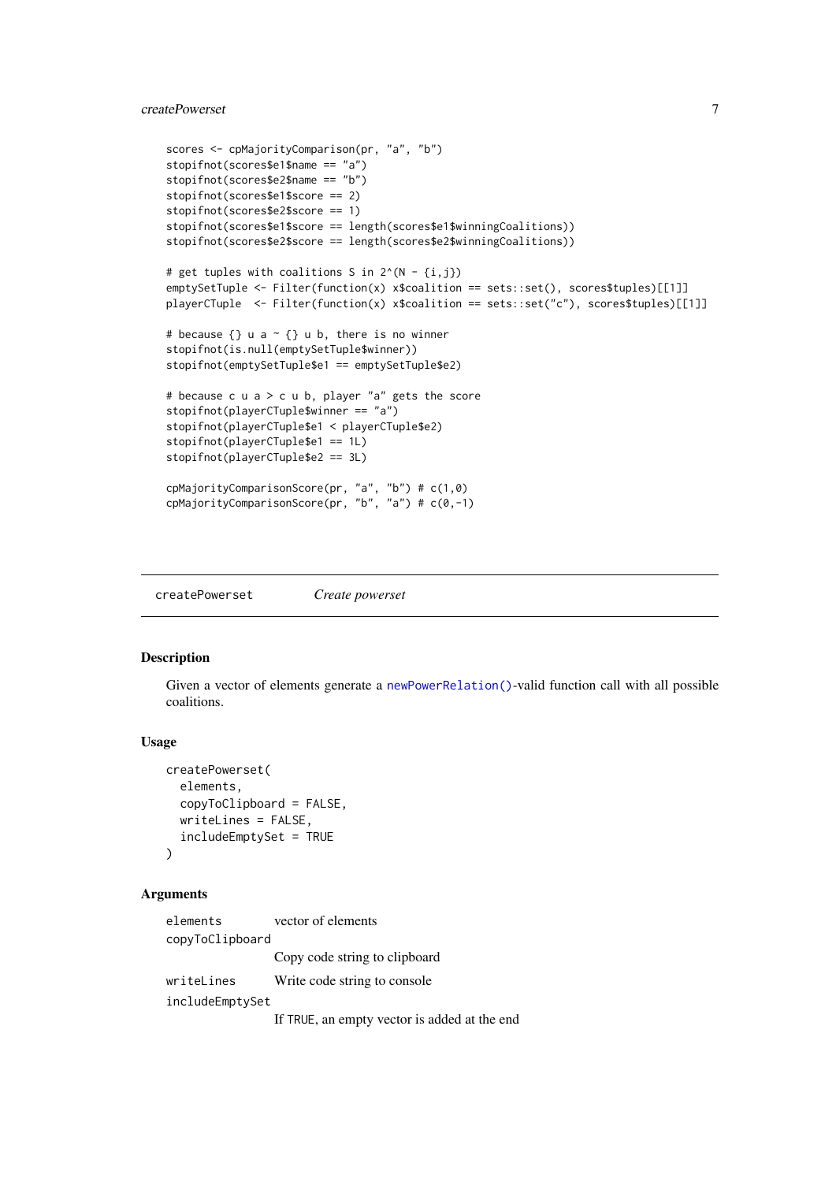```
scores <- cpMajorityComparison(pr, "a", "b")
stopifnot(scores$e1$name == "a")
stopifnot(scores$e2$name == "b")
stopifnot(scores$e1$score == 2)
stopifnot(scores$e2$score == 1)
stopifnot(scores$e1$score == length(scores$e1$winningCoalitions))
stopifnot(scores$e2$score == length(scores$e2$winningCoalitions))

# get tuples with coalitions S in 2^(N - {i,j})
emptySetTuple <- Filter(function(x) x$coalition == sets::set(), scores$tuples)[[1]]
playerCTuple  <- Filter(function(x) x$coalition == sets::set("c"), scores$tuples)[[1]]

# because {} u a ~ {} u b, there is no winner
stopifnot(is.null(emptySetTuple$winner))
stopifnot(emptySetTuple$e1 == emptySetTuple$e2)

# because c u a > c u b, player "a" gets the score
stopifnot(playerCTuple$winner == "a")
stopifnot(playerCTuple$e1 < playerCTuple$e2)
stopifnot(playerCTuple$e1 == 1L)
stopifnot(playerCTuple$e2 == 3L)

cpMajorityComparisonScore(pr, "a", "b") # c(1,0)
cpMajorityComparisonScore(pr, "b", "a") # c(0,-1)
```

---

## createPowerset — *Create powerset*

### Description

Given a vector of elements generate a `newPowerRelation()`-valid function call with all possible coalitions.

### Usage

```
createPowerset(
  elements,
  copyToClipboard = FALSE,
  writeLines = FALSE,
  includeEmptySet = TRUE
)
```

### Arguments

| | |
|---|---|
| `elements` | vector of elements |
| `copyToClipboard` | Copy code string to clipboard |
| `writeLines` | Write code string to console |
| `includeEmptySet` | If `TRUE`, an empty vector is added at the end |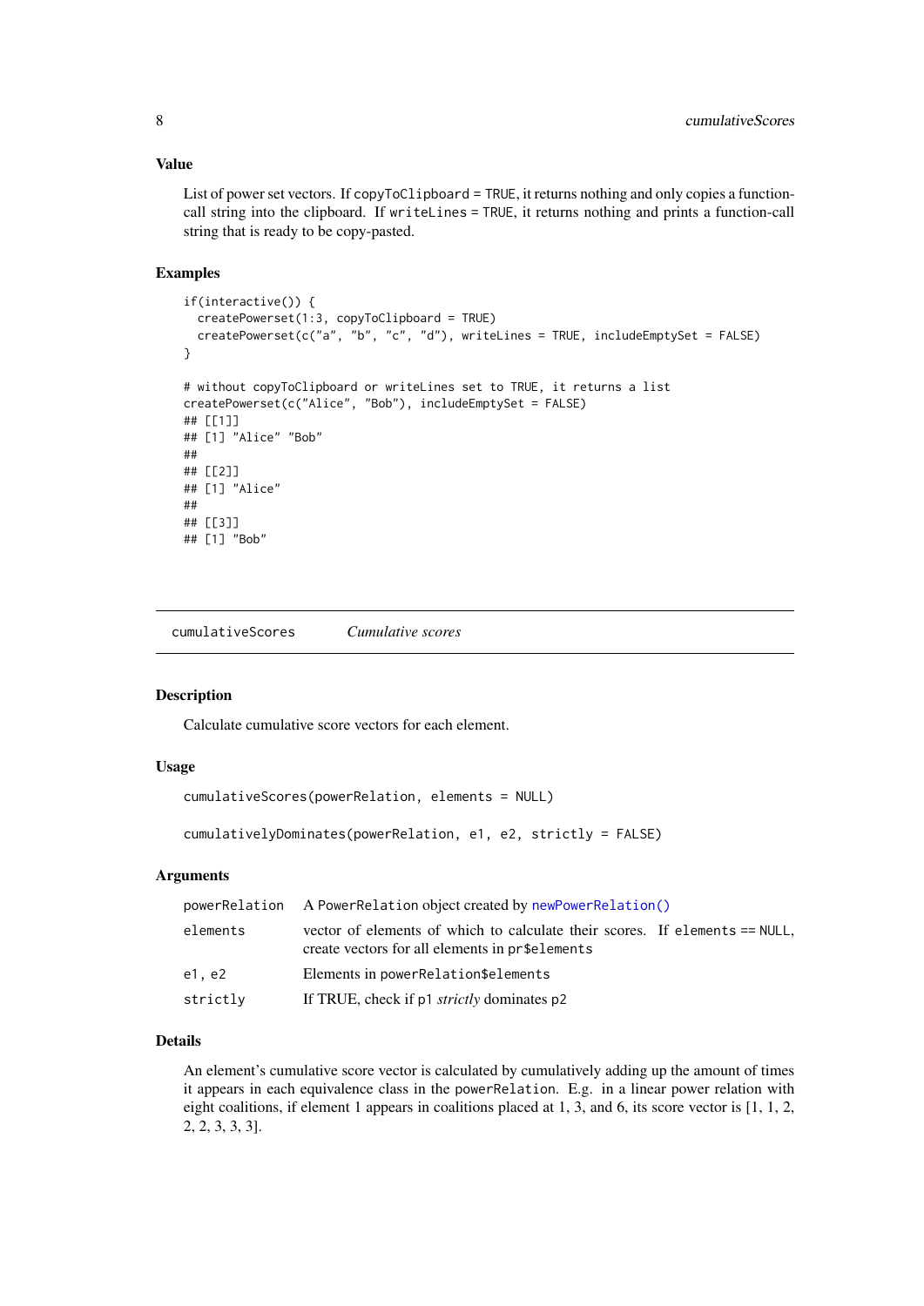### Value

List of power set vectors. If `copyToClipboard = TRUE`, it returns nothing and only copies a function-call string into the clipboard. If `writeLines = TRUE`, it returns nothing and prints a function-call string that is ready to be copy-pasted.

### Examples

```
if(interactive()) {
  createPowerset(1:3, copyToClipboard = TRUE)
  createPowerset(c("a", "b", "c", "d"), writeLines = TRUE, includeEmptySet = FALSE)
}

# without copyToClipboard or writeLines set to TRUE, it returns a list
createPowerset(c("Alice", "Bob"), includeEmptySet = FALSE)
## [[1]]
## [1] "Alice" "Bob"
##
## [[2]]
## [1] "Alice"
##
## [[3]]
## [1] "Bob"
```

---

## cumulativeScores *Cumulative scores*

---

### Description

Calculate cumulative score vectors for each element.

### Usage

```
cumulativeScores(powerRelation, elements = NULL)

cumulativelyDominates(powerRelation, e1, e2, strictly = FALSE)
```

### Arguments

| | |
|---|---|
| powerRelation | A PowerRelation object created by `newPowerRelation()` |
| elements | vector of elements of which to calculate their scores. If `elements == NULL`, create vectors for all elements in `pr$elements` |
| e1, e2 | Elements in `powerRelation$elements` |
| strictly | If TRUE, check if p1 *strictly* dominates p2 |

### Details

An element's cumulative score vector is calculated by cumulatively adding up the amount of times it appears in each equivalence class in the `powerRelation`. E.g. in a linear power relation with eight coalitions, if element 1 appears in coalitions placed at 1, 3, and 6, its score vector is [1, 1, 2, 2, 2, 3, 3, 3].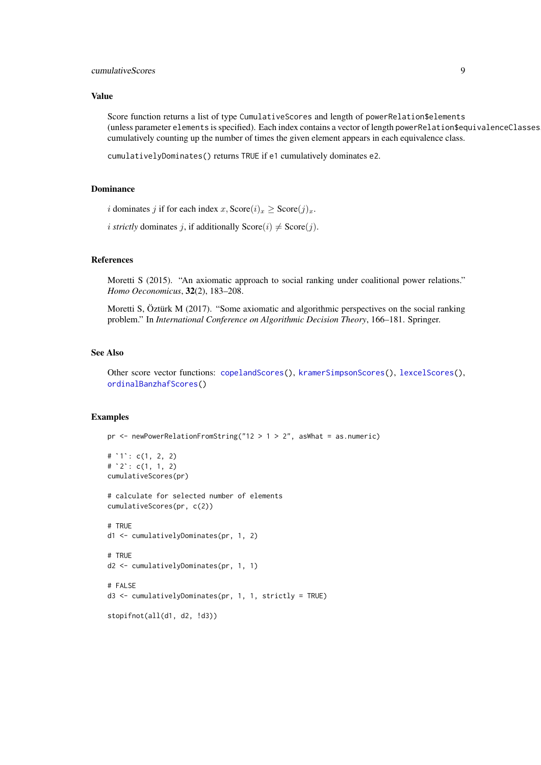## Value

Score function returns a list of type `CumulativeScores` and length of `powerRelation$elements` (unless parameter `elements` is specified). Each index contains a vector of length `powerRelation$equivalenceClasses`, cumulatively counting up the number of times the given element appears in each equivalence class.

`cumulativelyDominates()` returns `TRUE` if `e1` cumulatively dominates `e2`.

## Dominance

$i$ dominates $j$ if for each index $x$, $\text{Score}(i)_x \geq \text{Score}(j)_x$.

$i$ *strictly* dominates $j$, if additionally $\text{Score}(i) \neq \text{Score}(j)$.

## References

Moretti S (2015). "An axiomatic approach to social ranking under coalitional power relations." *Homo Oeconomicus*, **32**(2), 183–208.

Moretti S, Öztürk M (2017). "Some axiomatic and algorithmic perspectives on the social ranking problem." In *International Conference on Algorithmic Decision Theory*, 166–181. Springer.

## See Also

Other score vector functions: `copelandScores()`, `kramerSimpsonScores()`, `lexcelScores()`, `ordinalBanzhafScores()`

## Examples

```
pr <- newPowerRelationFromString("12 > 1 > 2", asWhat = as.numeric)

# `1`: c(1, 2, 2)
# `2`: c(1, 1, 2)
cumulativeScores(pr)

# calculate for selected number of elements
cumulativeScores(pr, c(2))

# TRUE
d1 <- cumulativelyDominates(pr, 1, 2)

# TRUE
d2 <- cumulativelyDominates(pr, 1, 1)

# FALSE
d3 <- cumulativelyDominates(pr, 1, 1, strictly = TRUE)

stopifnot(all(d1, d2, !d3))
```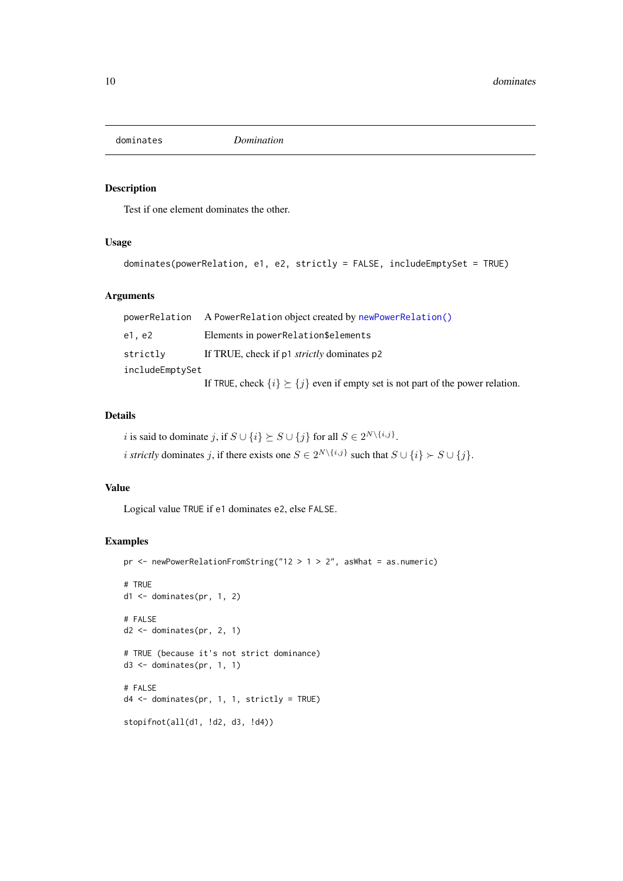# dominates — *Domination*

## Description

Test if one element dominates the other.

## Usage

```
dominates(powerRelation, e1, e2, strictly = FALSE, includeEmptySet = TRUE)
```

## Arguments

| | |
|---|---|
| `powerRelation` | A `PowerRelation` object created by `newPowerRelation()` |
| `e1, e2` | Elements in `powerRelation$elements` |
| `strictly` | If TRUE, check if p1 *strictly* dominates p2 |
| `includeEmptySet` | If `TRUE`, check $\{i\} \succeq \{j\}$ even if empty set is not part of the power relation. |

## Details

$i$ is said to dominate $j$, if $S \cup \{i\} \succeq S \cup \{j\}$ for all $S \in 2^{N \setminus \{i,j\}}$.

$i$ *strictly* dominates $j$, if there exists one $S \in 2^{N \setminus \{i,j\}}$ such that $S \cup \{i\} \succ S \cup \{j\}$.

## Value

Logical value `TRUE` if `e1` dominates `e2`, else `FALSE`.

## Examples

```
pr <- newPowerRelationFromString("12 > 1 > 2", asWhat = as.numeric)

# TRUE
d1 <- dominates(pr, 1, 2)

# FALSE
d2 <- dominates(pr, 2, 1)

# TRUE (because it's not strict dominance)
d3 <- dominates(pr, 1, 1)

# FALSE
d4 <- dominates(pr, 1, 1, strictly = TRUE)

stopifnot(all(d1, !d2, d3, !d4))
```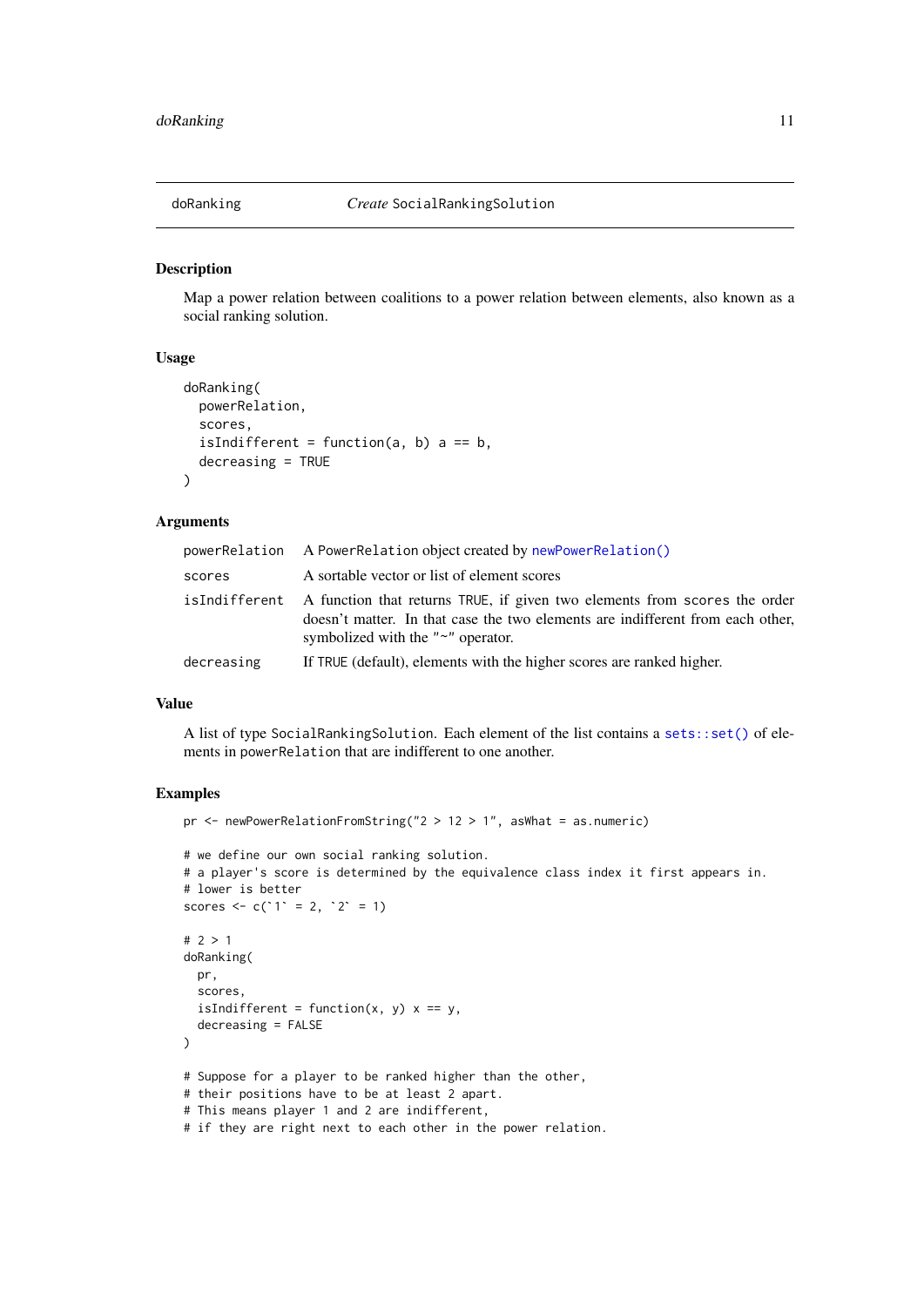## doRanking — *Create* SocialRankingSolution

### Description

Map a power relation between coalitions to a power relation between elements, also known as a social ranking solution.

### Usage

```
doRanking(
  powerRelation,
  scores,
  isIndifferent = function(a, b) a == b,
  decreasing = TRUE
)
```

### Arguments

| | |
|---|---|
| powerRelation | A PowerRelation object created by newPowerRelation() |
| scores | A sortable vector or list of element scores |
| isIndifferent | A function that returns TRUE, if given two elements from scores the order doesn't matter. In that case the two elements are indifferent from each other, symbolized with the "~" operator. |
| decreasing | If TRUE (default), elements with the higher scores are ranked higher. |

### Value

A list of type SocialRankingSolution. Each element of the list contains a sets::set() of elements in powerRelation that are indifferent to one another.

### Examples

```
pr <- newPowerRelationFromString("2 > 12 > 1", asWhat = as.numeric)

# we define our own social ranking solution.
# a player's score is determined by the equivalence class index it first appears in.
# lower is better
scores <- c(`1` = 2, `2` = 1)

# 2 > 1
doRanking(
  pr,
  scores,
  isIndifferent = function(x, y) x == y,
  decreasing = FALSE
)

# Suppose for a player to be ranked higher than the other,
# their positions have to be at least 2 apart.
# This means player 1 and 2 are indifferent,
# if they are right next to each other in the power relation.
```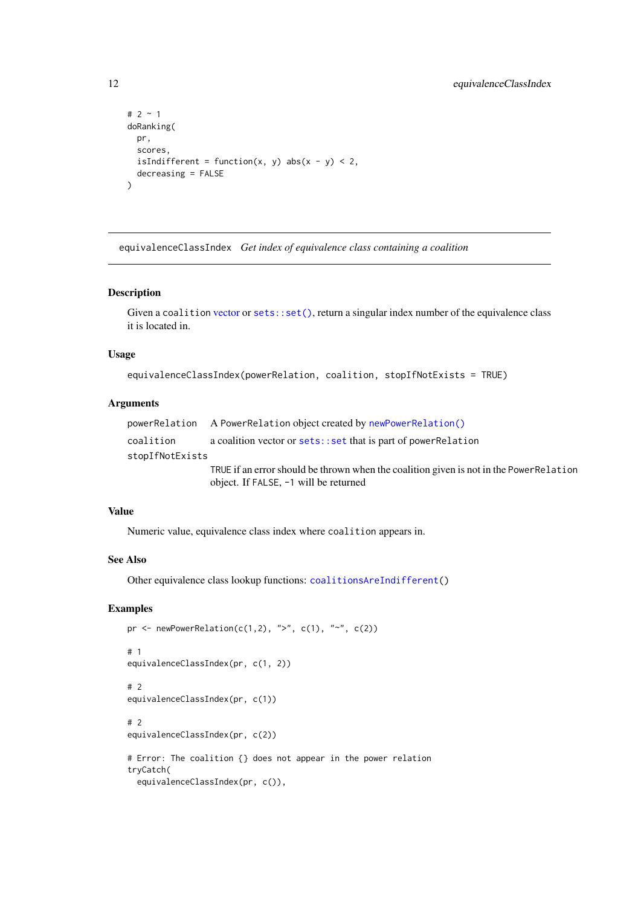```
# 2 ~ 1
doRanking(
  pr,
  scores,
  isIndifferent = function(x, y) abs(x - y) < 2,
  decreasing = FALSE
)
```

## equivalenceClassIndex *Get index of equivalence class containing a coalition*

### Description

Given a `coalition` vector or `sets::set()`, return a singular index number of the equivalence class it is located in.

### Usage

```
equivalenceClassIndex(powerRelation, coalition, stopIfNotExists = TRUE)
```

### Arguments

| | |
|---|---|
| `powerRelation` | A `PowerRelation` object created by `newPowerRelation()` |
| `coalition` | a coalition vector or `sets::set` that is part of `powerRelation` |
| `stopIfNotExists` | `TRUE` if an error should be thrown when the coalition given is not in the `PowerRelation` object. If `FALSE`, `-1` will be returned |

### Value

Numeric value, equivalence class index where `coalition` appears in.

### See Also

Other equivalence class lookup functions: `coalitionsAreIndifferent()`

### Examples

```
pr <- newPowerRelation(c(1,2), ">", c(1), "~", c(2))

# 1
equivalenceClassIndex(pr, c(1, 2))

# 2
equivalenceClassIndex(pr, c(1))

# 2
equivalenceClassIndex(pr, c(2))

# Error: The coalition {} does not appear in the power relation
tryCatch(
  equivalenceClassIndex(pr, c()),
```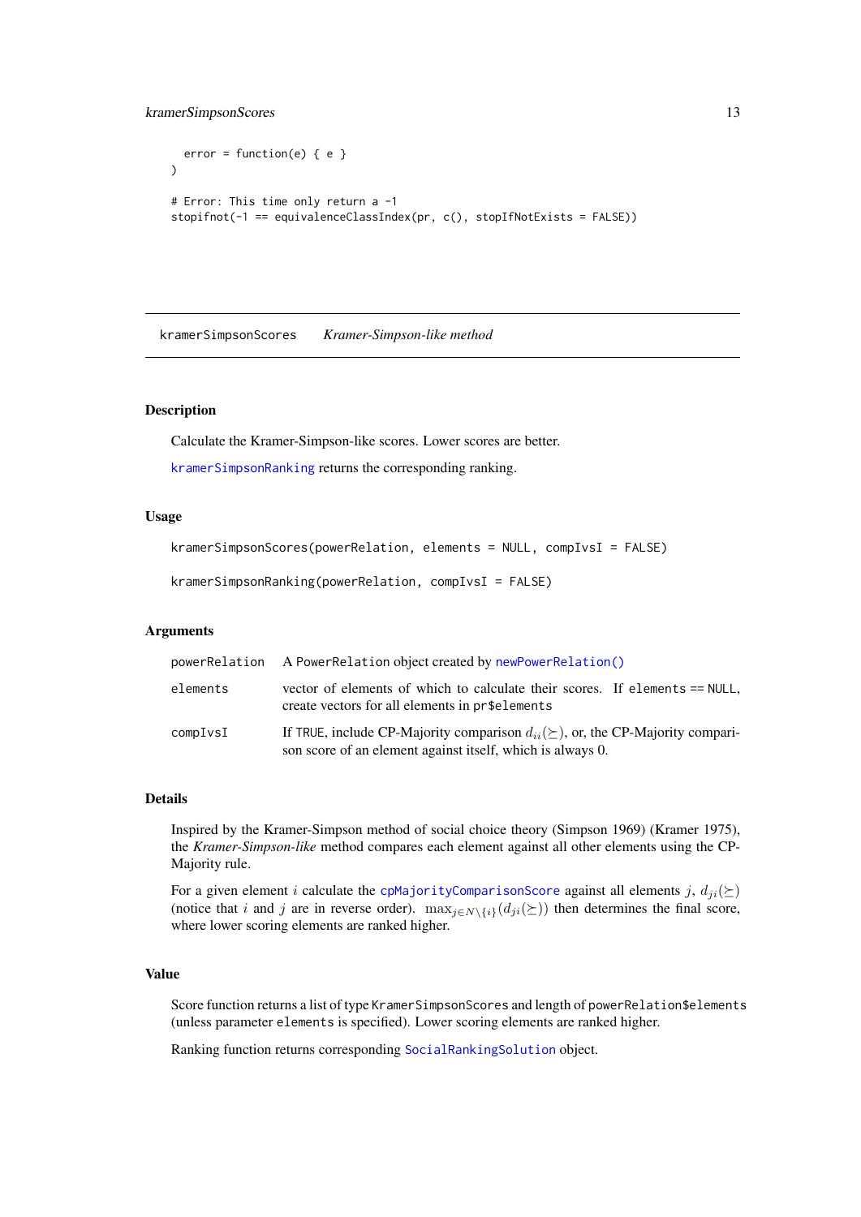```
  error = function(e) { e }
)

# Error: This time only return a -1
stopifnot(-1 == equivalenceClassIndex(pr, c(), stopIfNotExists = FALSE))
```

## kramerSimpsonScores *Kramer-Simpson-like method*

### Description

Calculate the Kramer-Simpson-like scores. Lower scores are better.

kramerSimpsonRanking returns the corresponding ranking.

### Usage

```
kramerSimpsonScores(powerRelation, elements = NULL, compIvsI = FALSE)

kramerSimpsonRanking(powerRelation, compIvsI = FALSE)
```

### Arguments

| | |
|---|---|
| powerRelation | A PowerRelation object created by newPowerRelation() |
| elements | vector of elements of which to calculate their scores. If elements == NULL, create vectors for all elements in pr$elements |
| compIvsI | If TRUE, include CP-Majority comparison $d_{ii}(\succeq)$, or, the CP-Majority comparison score of an element against itself, which is always 0. |

### Details

Inspired by the Kramer-Simpson method of social choice theory (Simpson 1969) (Kramer 1975), the *Kramer-Simpson-like* method compares each element against all other elements using the CP-Majority rule.

For a given element $i$ calculate the cpMajorityComparisonScore against all elements $j$, $d_{ji}(\succeq)$ (notice that $i$ and $j$ are in reverse order). $\max_{j \in N \setminus \{i\}}(d_{ji}(\succeq))$ then determines the final score, where lower scoring elements are ranked higher.

### Value

Score function returns a list of type KramerSimpsonScores and length of powerRelation$elements (unless parameter elements is specified). Lower scoring elements are ranked higher.

Ranking function returns corresponding SocialRankingSolution object.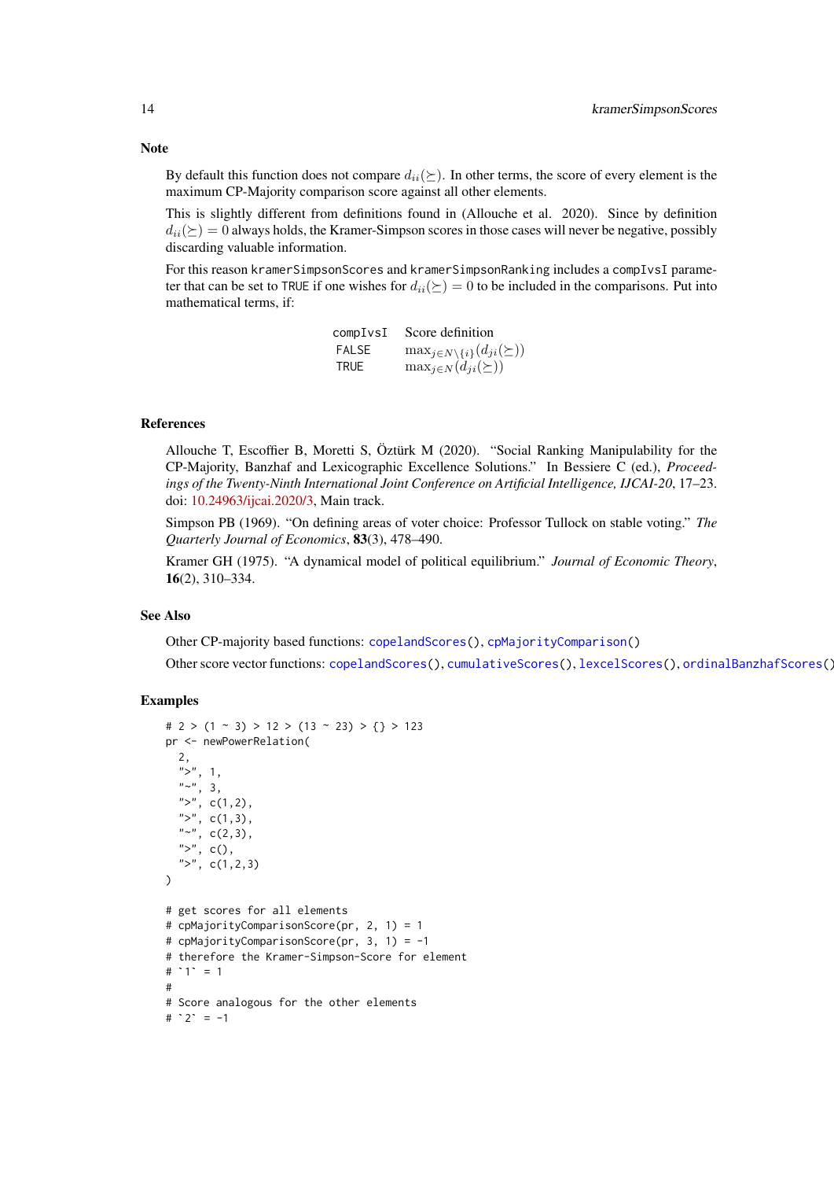### Note

By default this function does not compare $d_{ii}(\succeq)$. In other terms, the score of every element is the maximum CP-Majority comparison score against all other elements.

This is slightly different from definitions found in (Allouche et al. 2020). Since by definition $d_{ii}(\succeq) = 0$ always holds, the Kramer-Simpson scores in those cases will never be negative, possibly discarding valuable information.

For this reason `kramerSimpsonScores` and `kramerSimpsonRanking` includes a `compIvsI` parameter that can be set to `TRUE` if one wishes for $d_{ii}(\succeq) = 0$ to be included in the comparisons. Put into mathematical terms, if:

| `compIvsI` | Score definition |
|---|---|
| `FALSE` | $\max_{j \in N \setminus \{i\}}(d_{ji}(\succeq))$ |
| `TRUE` | $\max_{j \in N}(d_{ji}(\succeq))$ |

### References

Allouche T, Escoffier B, Moretti S, Öztürk M (2020). "Social Ranking Manipulability for the CP-Majority, Banzhaf and Lexicographic Excellence Solutions." In Bessiere C (ed.), *Proceedings of the Twenty-Ninth International Joint Conference on Artificial Intelligence, IJCAI-20*, 17–23. doi: 10.24963/ijcai.2020/3, Main track.

Simpson PB (1969). "On defining areas of voter choice: Professor Tullock on stable voting." *The Quarterly Journal of Economics*, **83**(3), 478–490.

Kramer GH (1975). "A dynamical model of political equilibrium." *Journal of Economic Theory*, **16**(2), 310–334.

### See Also

Other CP-majority based functions: `copelandScores()`, `cpMajorityComparison()`

Other score vector functions: `copelandScores()`, `cumulativeScores()`, `lexcelScores()`, `ordinalBanzhafScores()`

### Examples

```
# 2 > (1 ~ 3) > 12 > (13 ~ 23) > {} > 123
pr <- newPowerRelation(
  2,
  ">", 1,
  "~", 3,
  ">", c(1,2),
  ">", c(1,3),
  "~", c(2,3),
  ">", c(),
  ">", c(1,2,3)
)

# get scores for all elements
# cpMajorityComparisonScore(pr, 2, 1) = 1
# cpMajorityComparisonScore(pr, 3, 1) = -1
# therefore the Kramer-Simpson-Score for element
# `1` = 1
#
# Score analogous for the other elements
# `2` = -1
```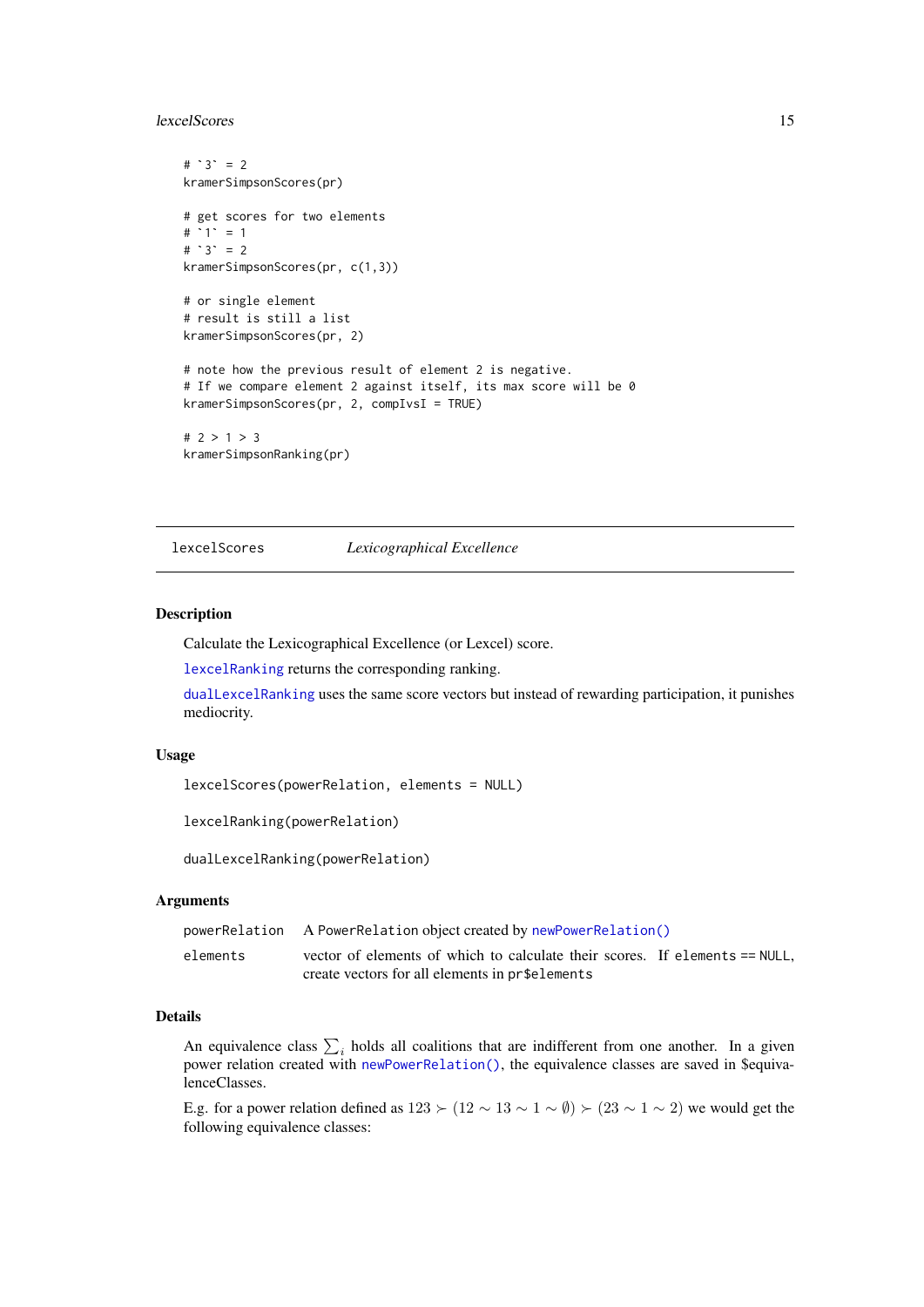```
# `3` = 2
kramerSimpsonScores(pr)

# get scores for two elements
# `1` = 1
# `3` = 2
kramerSimpsonScores(pr, c(1,3))

# or single element
# result is still a list
kramerSimpsonScores(pr, 2)

# note how the previous result of element 2 is negative.
# If we compare element 2 against itself, its max score will be 0
kramerSimpsonScores(pr, 2, compIvsI = TRUE)

# 2 > 1 > 3
kramerSimpsonRanking(pr)
```

---

## lexcelScores — *Lexicographical Excellence*

---

### Description

Calculate the Lexicographical Excellence (or Lexcel) score.

`lexcelRanking` returns the corresponding ranking.

`dualLexcelRanking` uses the same score vectors but instead of rewarding participation, it punishes mediocrity.

### Usage

```
lexcelScores(powerRelation, elements = NULL)

lexcelRanking(powerRelation)

dualLexcelRanking(powerRelation)
```

### Arguments

| | |
|---|---|
| `powerRelation` | A `PowerRelation` object created by `newPowerRelation()` |
| `elements` | vector of elements of which to calculate their scores. If `elements == NULL`, create vectors for all elements in `pr$elements` |

### Details

An equivalence class $\sum_i$ holds all coalitions that are indifferent from one another. In a given power relation created with `newPowerRelation()`, the equivalence classes are saved in $equivalenceClasses.

E.g. for a power relation defined as $123 \succ (12 \sim 13 \sim 1 \sim \emptyset) \succ (23 \sim 1 \sim 2)$ we would get the following equivalence classes: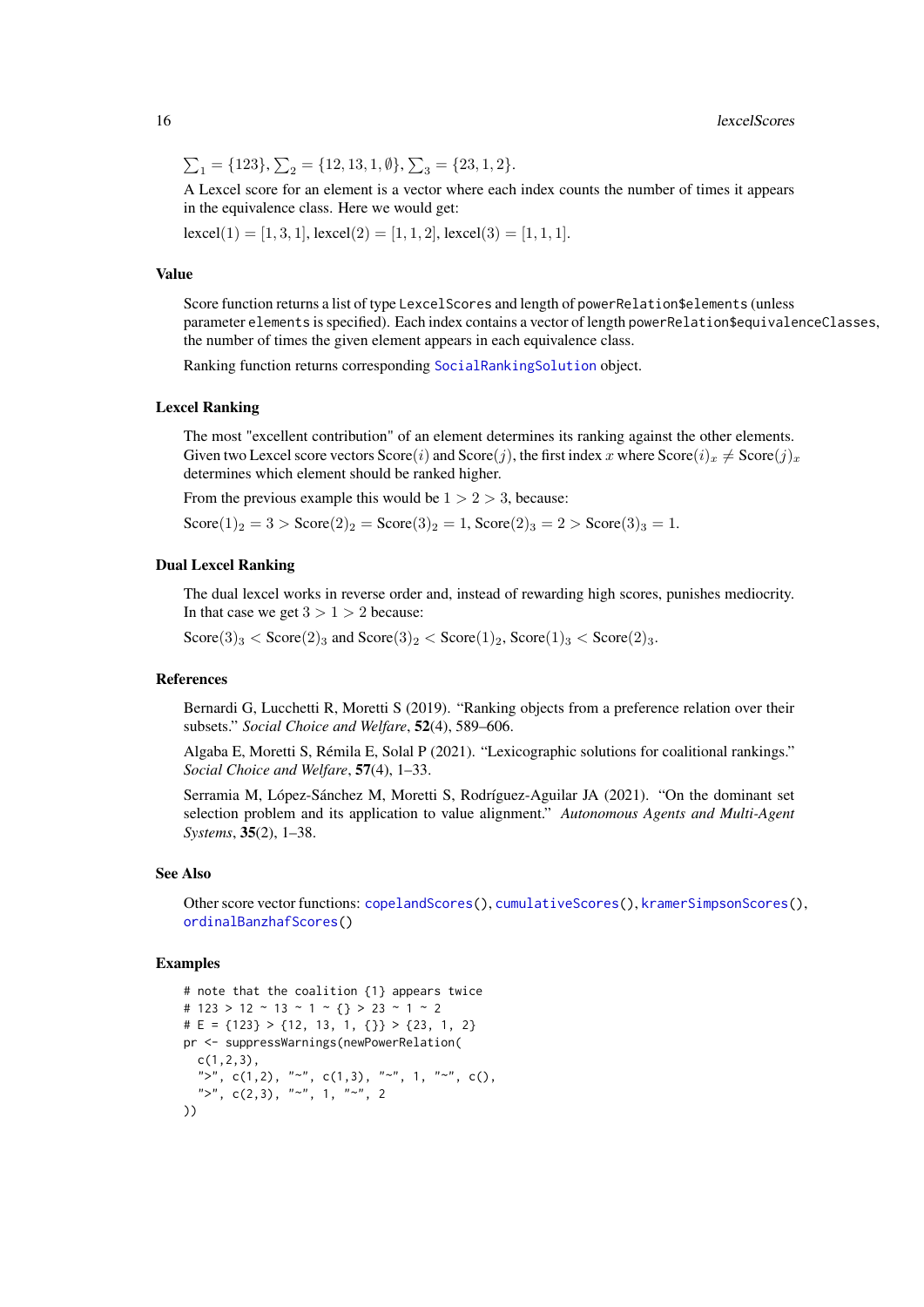$\sum_1 = \{123\}$, $\sum_2 = \{12, 13, 1, \emptyset\}$, $\sum_3 = \{23, 1, 2\}$.

A Lexcel score for an element is a vector where each index counts the number of times it appears in the equivalence class. Here we would get:

$\text{lexcel}(1) = [1, 3, 1]$, $\text{lexcel}(2) = [1, 1, 2]$, $\text{lexcel}(3) = [1, 1, 1]$.

## Value

Score function returns a list of type `LexcelScores` and length of `powerRelation$elements` (unless parameter `elements` is specified). Each index contains a vector of length `powerRelation$equivalenceClasses`, the number of times the given element appears in each equivalence class.

Ranking function returns corresponding `SocialRankingSolution` object.

## Lexcel Ranking

The most "excellent contribution" of an element determines its ranking against the other elements. Given two Lexcel score vectors $\text{Score}(i)$ and $\text{Score}(j)$, the first index $x$ where $\text{Score}(i)_x \neq \text{Score}(j)_x$ determines which element should be ranked higher.

From the previous example this would be $1 > 2 > 3$, because:

$\text{Score}(1)_2 = 3 > \text{Score}(2)_2 = \text{Score}(3)_2 = 1$, $\text{Score}(2)_3 = 2 > \text{Score}(3)_3 = 1$.

## Dual Lexcel Ranking

The dual lexcel works in reverse order and, instead of rewarding high scores, punishes mediocrity. In that case we get $3 > 1 > 2$ because:

$\text{Score}(3)_3 < \text{Score}(2)_3$ and $\text{Score}(3)_2 < \text{Score}(1)_2$, $\text{Score}(1)_3 < \text{Score}(2)_3$.

## References

Bernardi G, Lucchetti R, Moretti S (2019). "Ranking objects from a preference relation over their subsets." *Social Choice and Welfare*, **52**(4), 589–606.

Algaba E, Moretti S, Rémila E, Solal P (2021). "Lexicographic solutions for coalitional rankings." *Social Choice and Welfare*, **57**(4), 1–33.

Serramia M, López-Sánchez M, Moretti S, Rodríguez-Aguilar JA (2021). "On the dominant set selection problem and its application to value alignment." *Autonomous Agents and Multi-Agent Systems*, **35**(2), 1–38.

## See Also

Other score vector functions: `copelandScores()`, `cumulativeScores()`, `kramerSimpsonScores()`, `ordinalBanzhafScores()`

## Examples

```
# note that the coalition {1} appears twice
# 123 > 12 ~ 13 ~ 1 ~ {} > 23 ~ 1 ~ 2
# E = {123} > {12, 13, 1, {}} > {23, 1, 2}
pr <- suppressWarnings(newPowerRelation(
  c(1,2,3),
  ">", c(1,2), "~", c(1,3), "~", 1, "~", c(),
  ">", c(2,3), "~", 1, "~", 2
))
```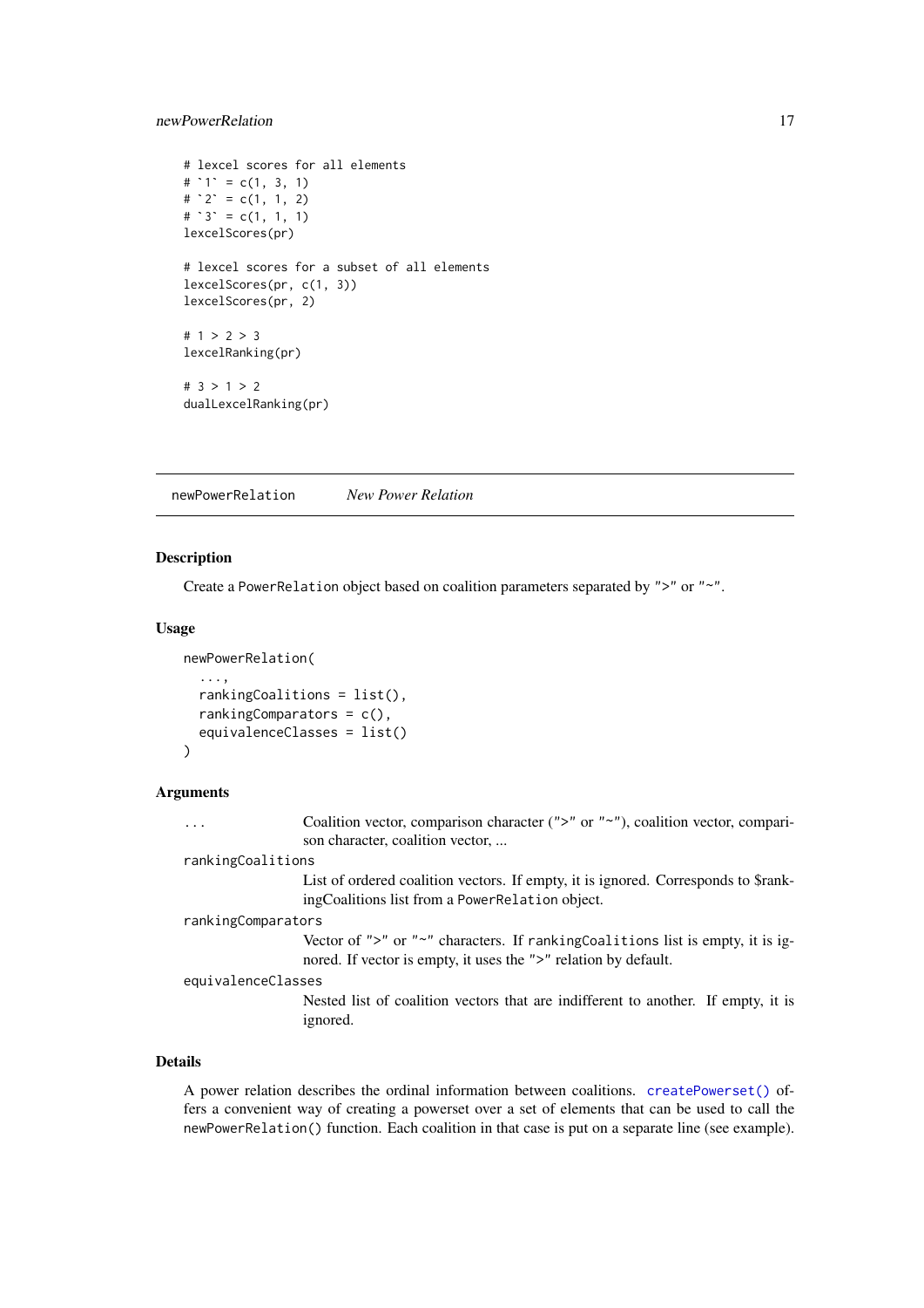```
# lexcel scores for all elements
# `1` = c(1, 3, 1)
# `2` = c(1, 1, 2)
# `3` = c(1, 1, 1)
lexcelScores(pr)

# lexcel scores for a subset of all elements
lexcelScores(pr, c(1, 3))
lexcelScores(pr, 2)

# 1 > 2 > 3
lexcelRanking(pr)

# 3 > 1 > 2
dualLexcelRanking(pr)
```

---

## newPowerRelation    *New Power Relation*

---

### Description

Create a PowerRelation object based on coalition parameters separated by ">" or "~".

### Usage

```
newPowerRelation(
  ...,
  rankingCoalitions = list(),
  rankingComparators = c(),
  equivalenceClasses = list()
)
```

### Arguments

| | |
|---|---|
| ... | Coalition vector, comparison character (">" or "~"), coalition vector, comparison character, coalition vector, ... |
| rankingCoalitions | List of ordered coalition vectors. If empty, it is ignored. Corresponds to $rankingCoalitions list from a PowerRelation object. |
| rankingComparators | Vector of ">" or "~" characters. If rankingCoalitions list is empty, it is ignored. If vector is empty, it uses the ">" relation by default. |
| equivalenceClasses | Nested list of coalition vectors that are indifferent to another. If empty, it is ignored. |

### Details

A power relation describes the ordinal information between coalitions. createPowerset() offers a convenient way of creating a powerset over a set of elements that can be used to call the newPowerRelation() function. Each coalition in that case is put on a separate line (see example).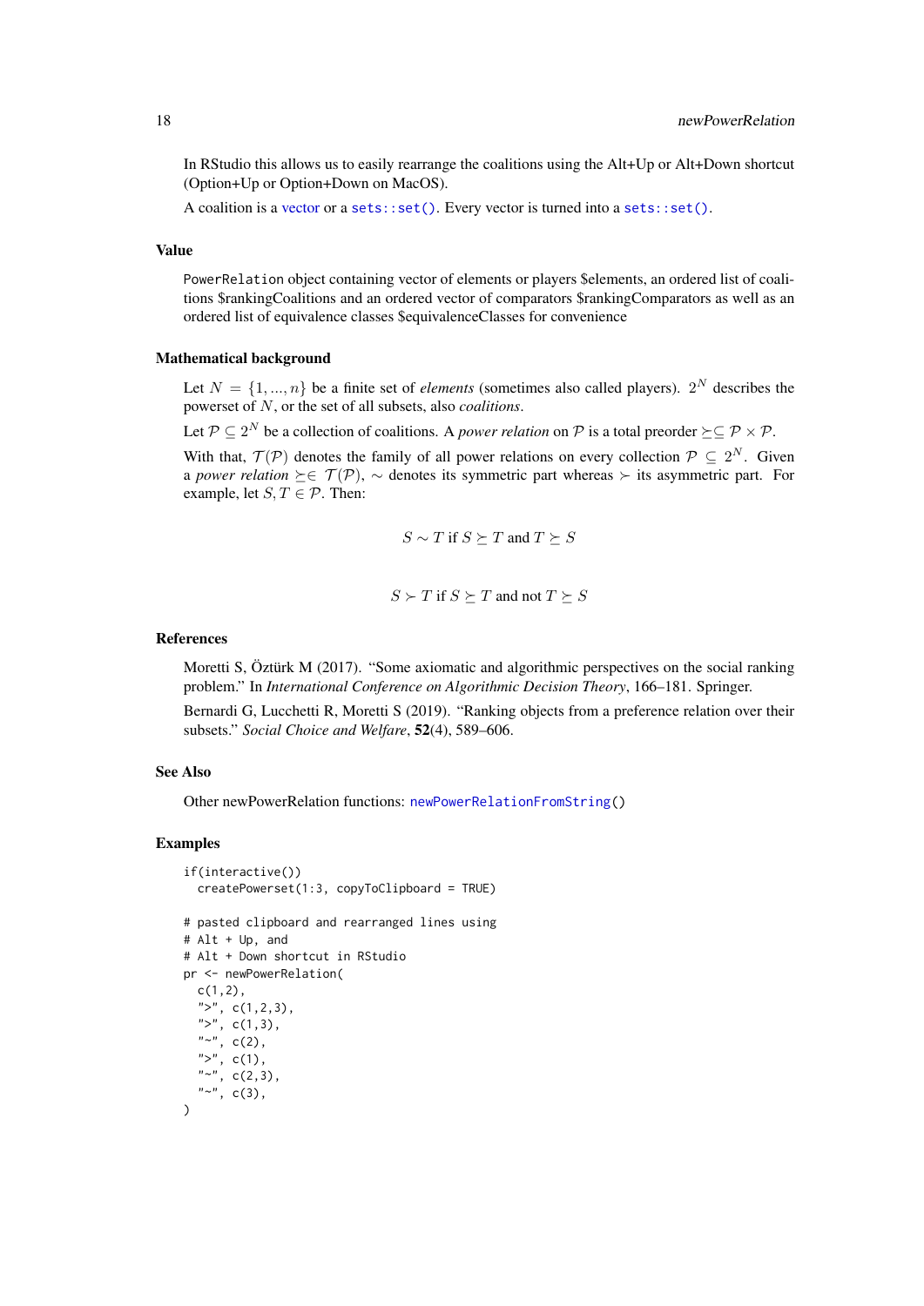In RStudio this allows us to easily rearrange the coalitions using the Alt+Up or Alt+Down shortcut (Option+Up or Option+Down on MacOS).

A coalition is a vector or a `sets::set()`. Every vector is turned into a `sets::set()`.

### Value

`PowerRelation` object containing vector of elements or players $elements, an ordered list of coalitions $rankingCoalitions and an ordered vector of comparators $rankingComparators as well as an ordered list of equivalence classes $equivalenceClasses for convenience

### Mathematical background

Let $N = \{1, ..., n\}$ be a finite set of *elements* (sometimes also called players). $2^N$ describes the powerset of $N$, or the set of all subsets, also *coalitions*.

Let $\mathcal{P} \subseteq 2^N$ be a collection of coalitions. A *power relation* on $\mathcal{P}$ is a total preorder $\succeq \subseteq \mathcal{P} \times \mathcal{P}$.

With that, $\mathcal{T}(\mathcal{P})$ denotes the family of all power relations on every collection $\mathcal{P} \subseteq 2^N$. Given a *power relation* $\succeq \in \mathcal{T}(\mathcal{P})$, $\sim$ denotes its symmetric part whereas $\succ$ its asymmetric part. For example, let $S, T \in \mathcal{P}$. Then:

$$S \sim T \text{ if } S \succeq T \text{ and } T \succeq S$$

$$S \succ T \text{ if } S \succeq T \text{ and not } T \succeq S$$

### References

Moretti S, Öztürk M (2017). "Some axiomatic and algorithmic perspectives on the social ranking problem." In *International Conference on Algorithmic Decision Theory*, 166–181. Springer.

Bernardi G, Lucchetti R, Moretti S (2019). "Ranking objects from a preference relation over their subsets." *Social Choice and Welfare*, **52**(4), 589–606.

### See Also

Other newPowerRelation functions: `newPowerRelationFromString()`

### Examples

```
if(interactive())
  createPowerset(1:3, copyToClipboard = TRUE)

# pasted clipboard and rearranged lines using
# Alt + Up, and
# Alt + Down shortcut in RStudio
pr <- newPowerRelation(
  c(1,2),
  ">", c(1,2,3),
  ">", c(1,3),
  "~", c(2),
  ">", c(1),
  "~", c(2,3),
  "~", c(3),
)
```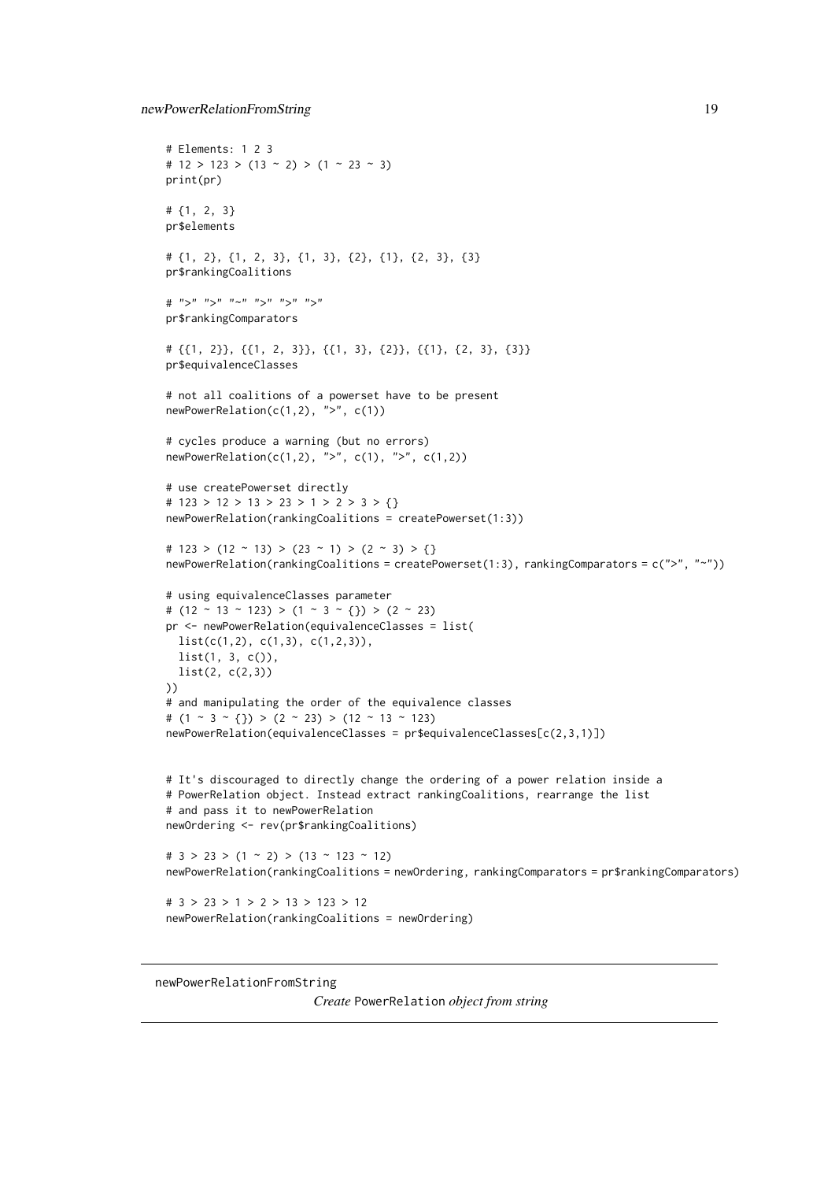```
# Elements: 1 2 3
# 12 > 123 > (13 ~ 2) > (1 ~ 23 ~ 3)
print(pr)

# {1, 2, 3}
pr$elements

# {1, 2}, {1, 2, 3}, {1, 3}, {2}, {1}, {2, 3}, {3}
pr$rankingCoalitions

# ">" ">" "~" ">" ">" ">"
pr$rankingComparators

# {{1, 2}}, {{1, 2, 3}}, {{1, 3}, {2}}, {{1}, {2, 3}, {3}}
pr$equivalenceClasses

# not all coalitions of a powerset have to be present
newPowerRelation(c(1,2), ">", c(1))

# cycles produce a warning (but no errors)
newPowerRelation(c(1,2), ">", c(1), ">", c(1,2))

# use createPowerset directly
# 123 > 12 > 13 > 23 > 1 > 2 > 3 > {}
newPowerRelation(rankingCoalitions = createPowerset(1:3))

# 123 > (12 ~ 13) > (23 ~ 1) > (2 ~ 3) > {}
newPowerRelation(rankingCoalitions = createPowerset(1:3), rankingComparators = c(">", "~"))

# using equivalenceClasses parameter
# (12 ~ 13 ~ 123) > (1 ~ 3 ~ {}) > (2 ~ 23)
pr <- newPowerRelation(equivalenceClasses = list(
  list(c(1,2), c(1,3), c(1,2,3)),
  list(1, 3, c()),
  list(2, c(2,3))
))
# and manipulating the order of the equivalence classes
# (1 ~ 3 ~ {}) > (2 ~ 23) > (12 ~ 13 ~ 123)
newPowerRelation(equivalenceClasses = pr$equivalenceClasses[c(2,3,1)])


# It's discouraged to directly change the ordering of a power relation inside a
# PowerRelation object. Instead extract rankingCoalitions, rearrange the list
# and pass it to newPowerRelation
newOrdering <- rev(pr$rankingCoalitions)

# 3 > 23 > (1 ~ 2) > (13 ~ 123 ~ 12)
newPowerRelation(rankingCoalitions = newOrdering, rankingComparators = pr$rankingComparators)

# 3 > 23 > 1 > 2 > 13 > 123 > 12
newPowerRelation(rankingCoalitions = newOrdering)
```

---

## newPowerRelationFromString    *Create* PowerRelation *object from string*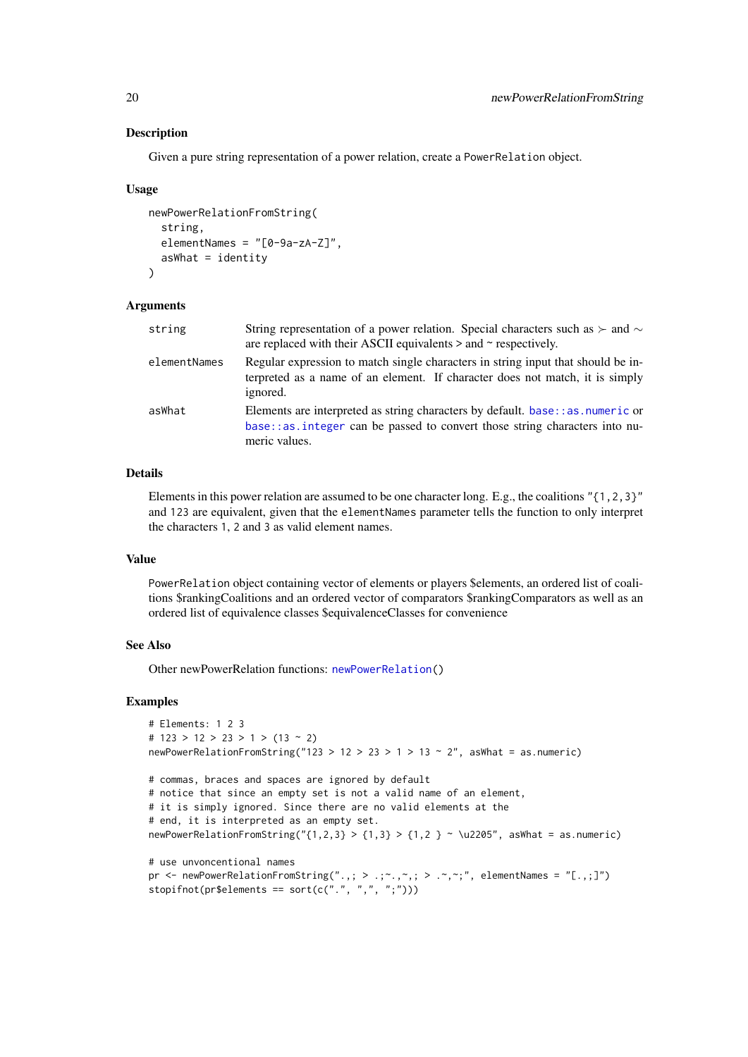## Description

Given a pure string representation of a power relation, create a `PowerRelation` object.

## Usage

```
newPowerRelationFromString(
  string,
  elementNames = "[0-9a-zA-Z]",
  asWhat = identity
)
```

## Arguments

| | |
|---|---|
| `string` | String representation of a power relation. Special characters such as $\succ$ and $\sim$ are replaced with their ASCII equivalents > and ~ respectively. |
| `elementNames` | Regular expression to match single characters in string input that should be interpreted as a name of an element. If character does not match, it is simply ignored. |
| `asWhat` | Elements are interpreted as string characters by default. `base::as.numeric` or `base::as.integer` can be passed to convert those string characters into numeric values. |

## Details

Elements in this power relation are assumed to be one character long. E.g., the coalitions `"{1,2,3}"` and `123` are equivalent, given that the `elementNames` parameter tells the function to only interpret the characters `1`, `2` and `3` as valid element names.

## Value

`PowerRelation` object containing vector of elements or players $elements, an ordered list of coalitions $rankingCoalitions and an ordered vector of comparators $rankingComparators as well as an ordered list of equivalence classes $equivalenceClasses for convenience

## See Also

Other newPowerRelation functions: `newPowerRelation()`

## Examples

```
# Elements: 1 2 3
# 123 > 12 > 23 > 1 > (13 ~ 2)
newPowerRelationFromString("123 > 12 > 23 > 1 > 13 ~ 2", asWhat = as.numeric)

# commas, braces and spaces are ignored by default
# notice that since an empty set is not a valid name of an element,
# it is simply ignored. Since there are no valid elements at the
# end, it is interpreted as an empty set.
newPowerRelationFromString("{1,2,3} > {1,3} > {1,2 } ~ \u2205", asWhat = as.numeric)

# use unvoncentional names
pr <- newPowerRelationFromString(".,; > .;~.,~,; > .~,~;", elementNames = "[.,;]")
stopifnot(pr$elements == sort(c(".", ",", ";")))
```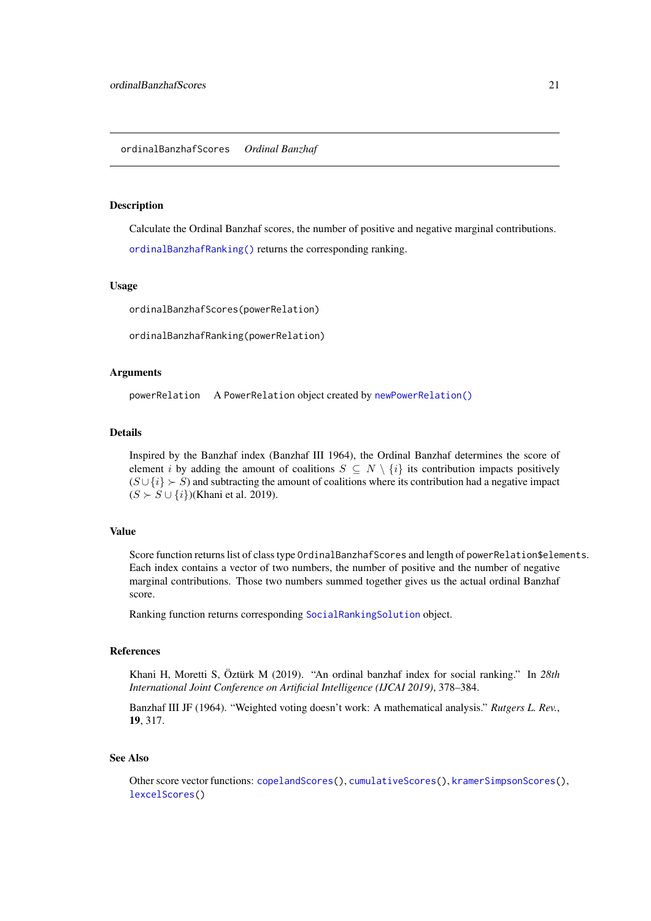`ordinalBanzhafScores` *Ordinal Banzhaf*

### Description

Calculate the Ordinal Banzhaf scores, the number of positive and negative marginal contributions.

`ordinalBanzhafRanking()` returns the corresponding ranking.

### Usage

```
ordinalBanzhafScores(powerRelation)

ordinalBanzhafRanking(powerRelation)
```

### Arguments

`powerRelation` A `PowerRelation` object created by `newPowerRelation()`

### Details

Inspired by the Banzhaf index (Banzhaf III 1964), the Ordinal Banzhaf determines the score of element $i$ by adding the amount of coalitions $S \subseteq N \setminus \{i\}$ its contribution impacts positively ($S \cup \{i\} \succ S$) and subtracting the amount of coalitions where its contribution had a negative impact ($S \succ S \cup \{i\}$)(Khani et al. 2019).

### Value

Score function returns list of class type `OrdinalBanzhafScores` and length of `powerRelation$elements`. Each index contains a vector of two numbers, the number of positive and the number of negative marginal contributions. Those two numbers summed together gives us the actual ordinal Banzhaf score.

Ranking function returns corresponding `SocialRankingSolution` object.

### References

Khani H, Moretti S, Öztürk M (2019). "An ordinal banzhaf index for social ranking." In *28th International Joint Conference on Artificial Intelligence (IJCAI 2019)*, 378–384.

Banzhaf III JF (1964). "Weighted voting doesn't work: A mathematical analysis." *Rutgers L. Rev.*, **19**, 317.

### See Also

Other score vector functions: `copelandScores()`, `cumulativeScores()`, `kramerSimpsonScores()`, `lexcelScores()`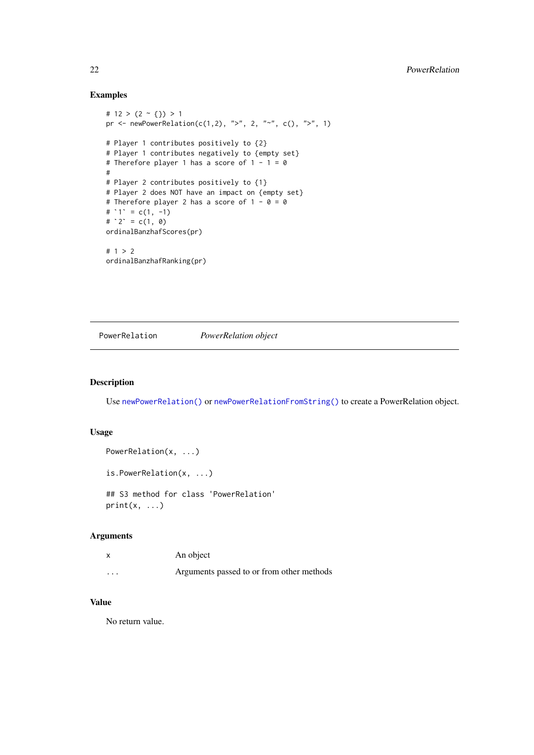### Examples

```
# 12 > (2 ~ {}) > 1
pr <- newPowerRelation(c(1,2), ">", 2, "~", c(), ">", 1)

# Player 1 contributes positively to {2}
# Player 1 contributes negatively to {empty set}
# Therefore player 1 has a score of 1 - 1 = 0
#
# Player 2 contributes positively to {1}
# Player 2 does NOT have an impact on {empty set}
# Therefore player 2 has a score of 1 - 0 = 0
# `1` = c(1, -1)
# `2` = c(1, 0)
ordinalBanzhafScores(pr)

# 1 > 2
ordinalBanzhafRanking(pr)
```

---

## PowerRelation &nbsp;&nbsp;&nbsp;&nbsp; *PowerRelation object*

---

### Description

Use `newPowerRelation()` or `newPowerRelationFromString()` to create a PowerRelation object.

### Usage

```
PowerRelation(x, ...)

is.PowerRelation(x, ...)

## S3 method for class 'PowerRelation'
print(x, ...)
```

### Arguments

| | |
|---|---|
| `x` | An object |
| `...` | Arguments passed to or from other methods |

### Value

No return value.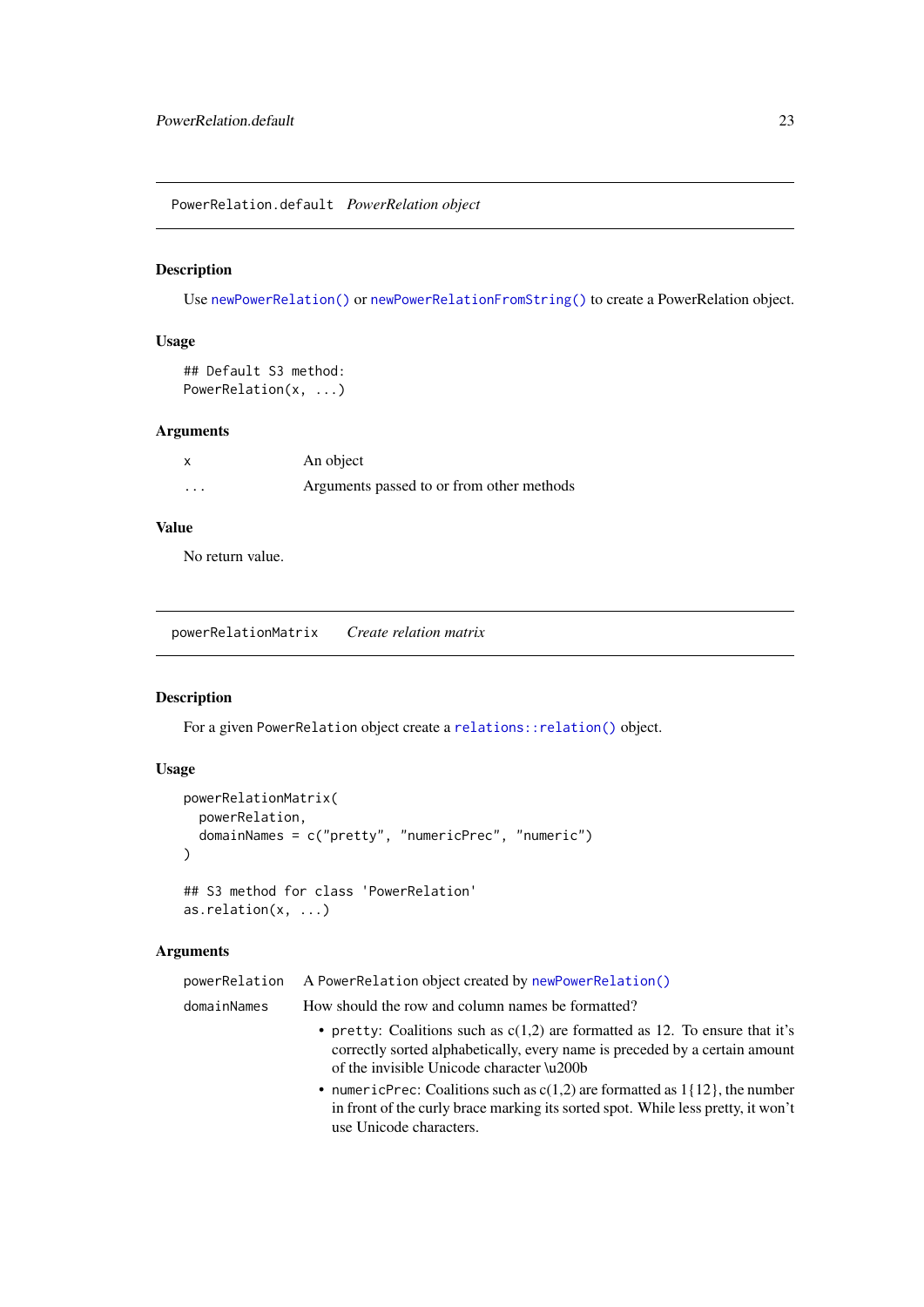## PowerRelation.default *PowerRelation object*

### Description

Use `newPowerRelation()` or `newPowerRelationFromString()` to create a PowerRelation object.

### Usage

```
## Default S3 method:
PowerRelation(x, ...)
```

### Arguments

| | |
|---|---|
| `x` | An object |
| `...` | Arguments passed to or from other methods |

### Value

No return value.

## powerRelationMatrix *Create relation matrix*

### Description

For a given `PowerRelation` object create a `relations::relation()` object.

### Usage

```
powerRelationMatrix(
  powerRelation,
  domainNames = c("pretty", "numericPrec", "numeric")
)

## S3 method for class 'PowerRelation'
as.relation(x, ...)
```

### Arguments

`powerRelation` A `PowerRelation` object created by `newPowerRelation()`

`domainNames` How should the row and column names be formatted?

- `pretty`: Coalitions such as c(1,2) are formatted as 12. To ensure that it's correctly sorted alphabetically, every name is preceded by a certain amount of the invisible Unicode character \u200b
- `numericPrec`: Coalitions such as c(1,2) are formatted as 1{12}, the number in front of the curly brace marking its sorted spot. While less pretty, it won't use Unicode characters.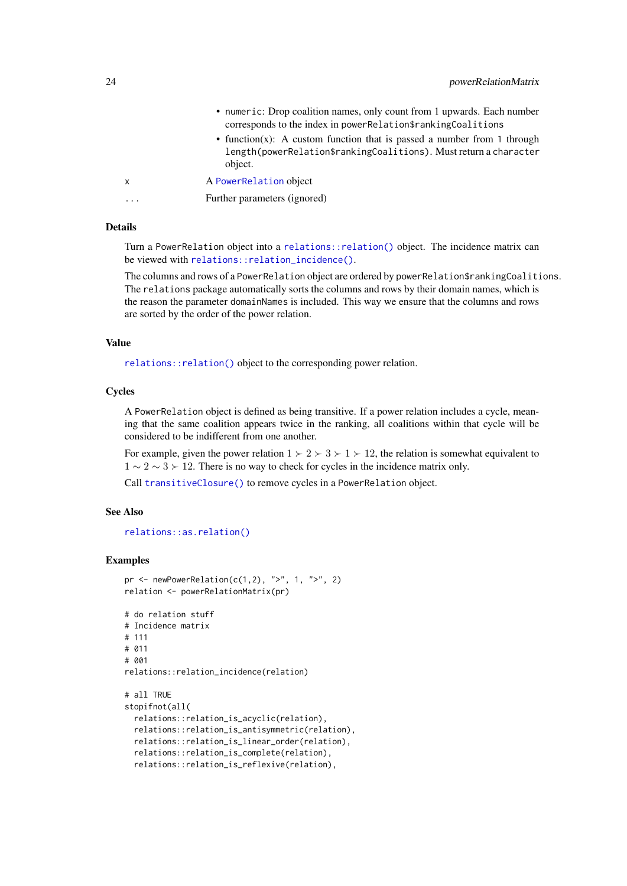- `numeric`: Drop coalition names, only count from 1 upwards. Each number corresponds to the index in `powerRelation$rankingCoalitions`
- function(x): A custom function that is passed a number from `1` through `length(powerRelation$rankingCoalitions)`. Must return a `character` object.

| | |
|---|---|
| `x` | A `PowerRelation` object |
| `...` | Further parameters (ignored) |

### Details

Turn a `PowerRelation` object into a `relations::relation()` object. The incidence matrix can be viewed with `relations::relation_incidence()`.

The columns and rows of a `PowerRelation` object are ordered by `powerRelation$rankingCoalitions`. The `relations` package automatically sorts the columns and rows by their domain names, which is the reason the parameter `domainNames` is included. This way we ensure that the columns and rows are sorted by the order of the power relation.

### Value

`relations::relation()` object to the corresponding power relation.

### Cycles

A `PowerRelation` object is defined as being transitive. If a power relation includes a cycle, meaning that the same coalition appears twice in the ranking, all coalitions within that cycle will be considered to be indifferent from one another.

For example, given the power relation $1 \succ 2 \succ 3 \succ 1 \succ 12$, the relation is somewhat equivalent to $1 \sim 2 \sim 3 \succ 12$. There is no way to check for cycles in the incidence matrix only.

Call `transitiveClosure()` to remove cycles in a `PowerRelation` object.

### See Also

`relations::as.relation()`

### Examples

```
pr <- newPowerRelation(c(1,2), ">", 1, ">", 2)
relation <- powerRelationMatrix(pr)

# do relation stuff
# Incidence matrix
# 111
# 011
# 001
relations::relation_incidence(relation)

# all TRUE
stopifnot(all(
  relations::relation_is_acyclic(relation),
  relations::relation_is_antisymmetric(relation),
  relations::relation_is_linear_order(relation),
  relations::relation_is_complete(relation),
  relations::relation_is_reflexive(relation),
```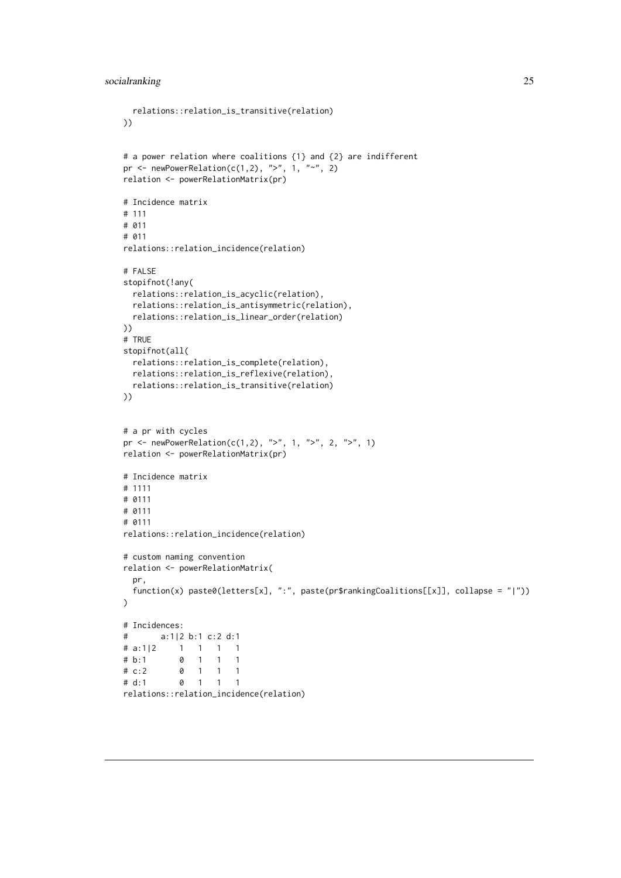```
  relations::relation_is_transitive(relation)
))


# a power relation where coalitions {1} and {2} are indifferent
pr <- newPowerRelation(c(1,2), ">", 1, "~", 2)
relation <- powerRelationMatrix(pr)

# Incidence matrix
# 111
# 011
# 011
relations::relation_incidence(relation)

# FALSE
stopifnot(!any(
  relations::relation_is_acyclic(relation),
  relations::relation_is_antisymmetric(relation),
  relations::relation_is_linear_order(relation)
))
# TRUE
stopifnot(all(
  relations::relation_is_complete(relation),
  relations::relation_is_reflexive(relation),
  relations::relation_is_transitive(relation)
))


# a pr with cycles
pr <- newPowerRelation(c(1,2), ">", 1, ">", 2, ">", 1)
relation <- powerRelationMatrix(pr)

# Incidence matrix
# 1111
# 0111
# 0111
# 0111
relations::relation_incidence(relation)

# custom naming convention
relation <- powerRelationMatrix(
  pr,
  function(x) paste0(letters[x], ":", paste(pr$rankingCoalitions[[x]], collapse = "|"))
)

# Incidences:
#       a:1|2 b:1 c:2 d:1
# a:1|2     1   1   1   1
# b:1       0   1   1   1
# c:2       0   1   1   1
# d:1       0   1   1   1
relations::relation_incidence(relation)
```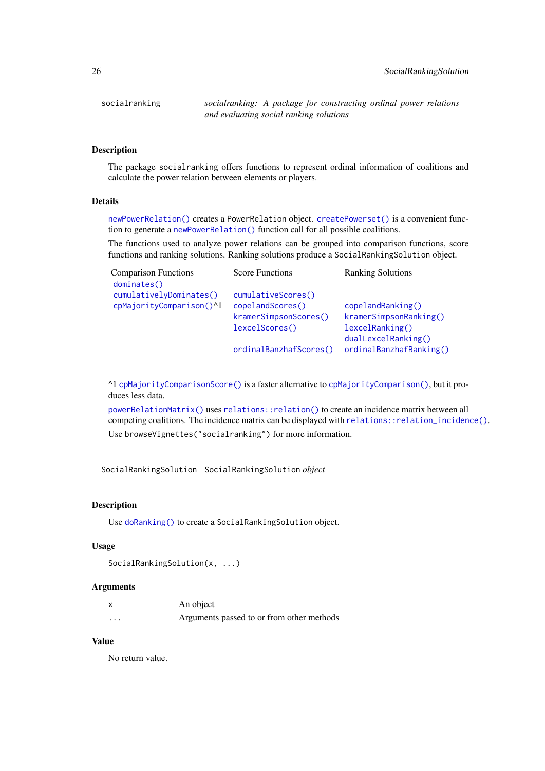`socialranking` — *socialranking: A package for constructing ordinal power relations and evaluating social ranking solutions*

## Description

The package `socialranking` offers functions to represent ordinal information of coalitions and calculate the power relation between elements or players.

## Details

`newPowerRelation()` creates a `PowerRelation` object. `createPowerset()` is a convenient function to generate a `newPowerRelation()` function call for all possible coalitions.

The functions used to analyze power relations can be grouped into comparison functions, score functions and ranking solutions. Ranking solutions produce a `SocialRankingSolution` object.

| Comparison Functions | Score Functions | Ranking Solutions |
|---|---|---|
| `dominates()` | | |
| `cumulativelyDominates()` | `cumulativeScores()` | |
| `cpMajorityComparison()`^1 | `copelandScores()` | `copelandRanking()` |
| | `kramerSimpsonScores()` | `kramerSimpsonRanking()` |
| | `lexcelScores()` | `lexcelRanking()` |
| | | `dualLexcelRanking()` |
| | `ordinalBanzhafScores()` | `ordinalBanzhafRanking()` |

^1 `cpMajorityComparisonScore()` is a faster alternative to `cpMajorityComparison()`, but it produces less data.

`powerRelationMatrix()` uses `relations::relation()` to create an incidence matrix between all competing coalitions. The incidence matrix can be displayed with `relations::relation_incidence()`.

Use `browseVignettes("socialranking")` for more information.

---

`SocialRankingSolution` — `SocialRankingSolution` *object*

## Description

Use `doRanking()` to create a `SocialRankingSolution` object.

## Usage

```
SocialRankingSolution(x, ...)
```

## Arguments

| | |
|---|---|
| `x` | An object |
| `...` | Arguments passed to or from other methods |

## Value

No return value.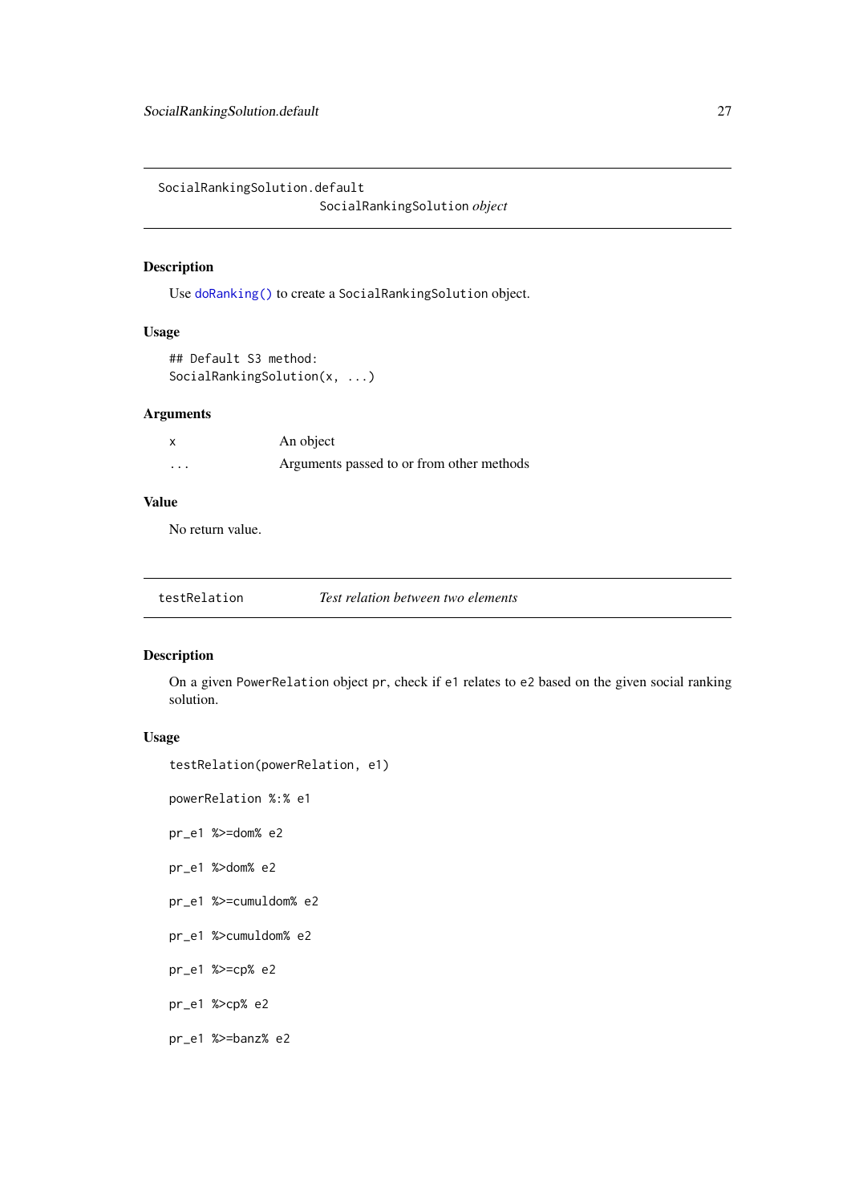## SocialRankingSolution.default

*SocialRankingSolution object*

### Description

Use doRanking() to create a SocialRankingSolution object.

### Usage

```
## Default S3 method:
SocialRankingSolution(x, ...)
```

### Arguments

| | |
|---|---|
| x | An object |
| ... | Arguments passed to or from other methods |

### Value

No return value.

## testRelation

*Test relation between two elements*

### Description

On a given PowerRelation object pr, check if e1 relates to e2 based on the given social ranking solution.

### Usage

```
testRelation(powerRelation, e1)

powerRelation %:% e1

pr_e1 %>=dom% e2

pr_e1 %>dom% e2

pr_e1 %>=cumuldom% e2

pr_e1 %>cumuldom% e2

pr_e1 %>=cp% e2

pr_e1 %>cp% e2

pr_e1 %>=banz% e2
```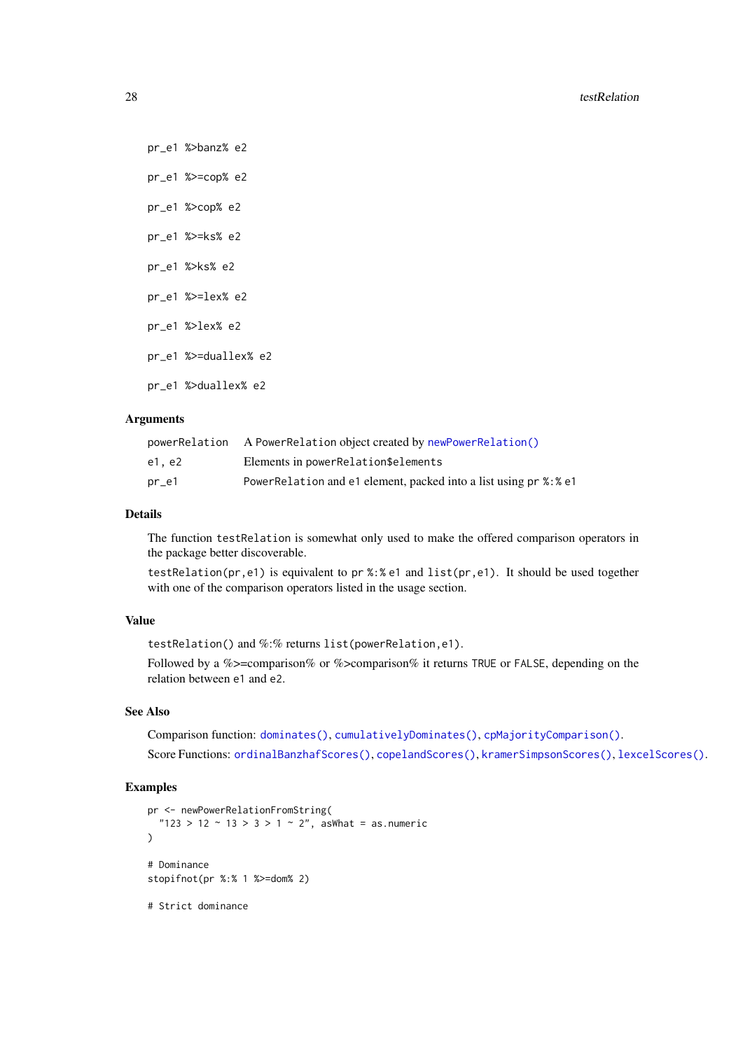```
pr_e1 %>banz% e2

pr_e1 %>=cop% e2

pr_e1 %>cop% e2

pr_e1 %>=ks% e2

pr_e1 %>ks% e2

pr_e1 %>=lex% e2

pr_e1 %>lex% e2

pr_e1 %>=duallex% e2

pr_e1 %>duallex% e2
```

## Arguments

| | |
|---|---|
| powerRelation | A PowerRelation object created by newPowerRelation() |
| e1, e2 | Elements in powerRelation$elements |
| pr_e1 | PowerRelation and e1 element, packed into a list using pr %:% e1 |

## Details

The function `testRelation` is somewhat only used to make the offered comparison operators in the package better discoverable.

`testRelation(pr,e1)` is equivalent to `pr %:% e1` and `list(pr,e1)`. It should be used together with one of the comparison operators listed in the usage section.

## Value

`testRelation()` and %:% returns `list(powerRelation,e1)`.

Followed by a %>=comparison% or %>comparison% it returns `TRUE` or `FALSE`, depending on the relation between `e1` and `e2`.

## See Also

Comparison function: dominates(), cumulativelyDominates(), cpMajorityComparison().

Score Functions: ordinalBanzhafScores(), copelandScores(), kramerSimpsonScores(), lexcelScores().

## Examples

```
pr <- newPowerRelationFromString(
  "123 > 12 ~ 13 > 3 > 1 ~ 2", asWhat = as.numeric
)

# Dominance
stopifnot(pr %:% 1 %>=dom% 2)

# Strict dominance
```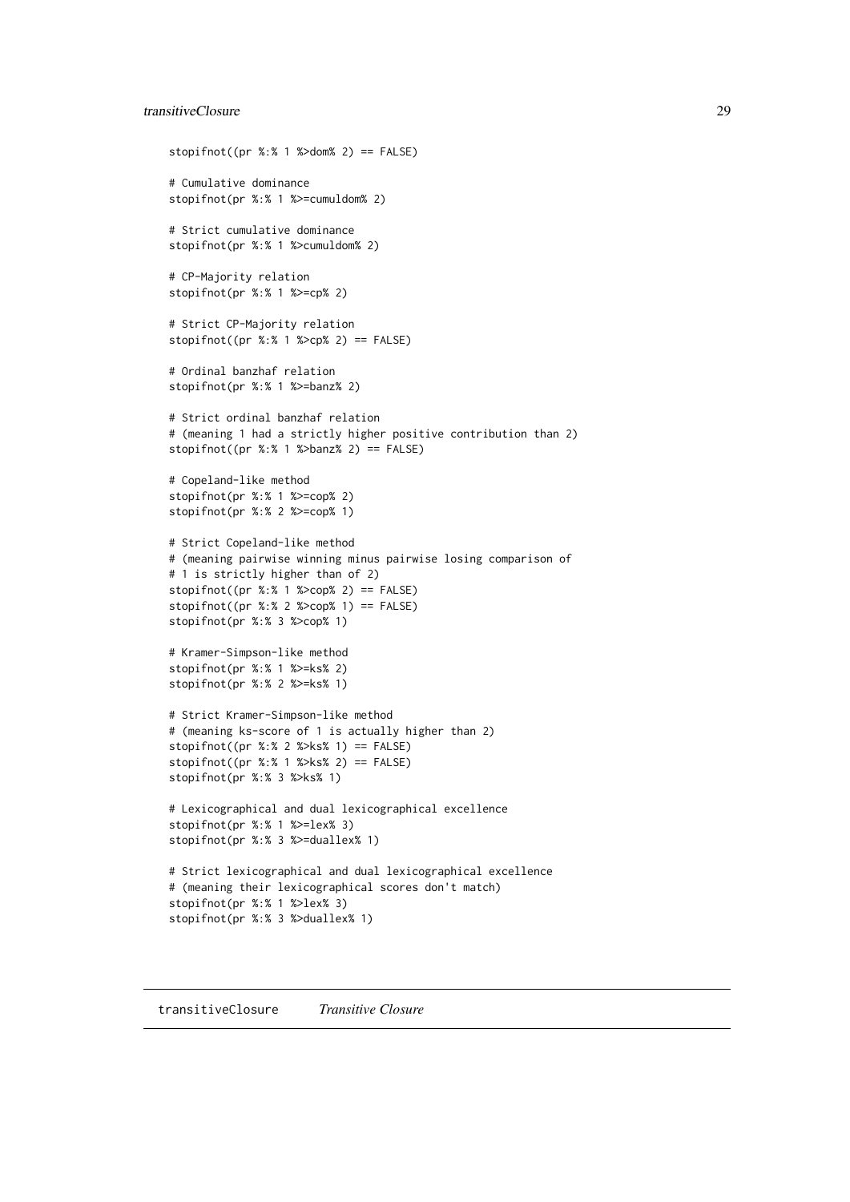```
stopifnot((pr %:% 1 %>dom% 2) == FALSE)

# Cumulative dominance
stopifnot(pr %:% 1 %>=cumuldom% 2)

# Strict cumulative dominance
stopifnot(pr %:% 1 %>cumuldom% 2)

# CP-Majority relation
stopifnot(pr %:% 1 %>=cp% 2)

# Strict CP-Majority relation
stopifnot((pr %:% 1 %>cp% 2) == FALSE)

# Ordinal banzhaf relation
stopifnot(pr %:% 1 %>=banz% 2)

# Strict ordinal banzhaf relation
# (meaning 1 had a strictly higher positive contribution than 2)
stopifnot((pr %:% 1 %>banz% 2) == FALSE)

# Copeland-like method
stopifnot(pr %:% 1 %>=cop% 2)
stopifnot(pr %:% 2 %>=cop% 1)

# Strict Copeland-like method
# (meaning pairwise winning minus pairwise losing comparison of
# 1 is strictly higher than of 2)
stopifnot((pr %:% 1 %>cop% 2) == FALSE)
stopifnot((pr %:% 2 %>cop% 1) == FALSE)
stopifnot(pr %:% 3 %>cop% 1)

# Kramer-Simpson-like method
stopifnot(pr %:% 1 %>=ks% 2)
stopifnot(pr %:% 2 %>=ks% 1)

# Strict Kramer-Simpson-like method
# (meaning ks-score of 1 is actually higher than 2)
stopifnot((pr %:% 2 %>ks% 1) == FALSE)
stopifnot((pr %:% 1 %>ks% 2) == FALSE)
stopifnot(pr %:% 3 %>ks% 1)

# Lexicographical and dual lexicographical excellence
stopifnot(pr %:% 1 %>=lex% 3)
stopifnot(pr %:% 3 %>=duallex% 1)

# Strict lexicographical and dual lexicographical excellence
# (meaning their lexicographical scores don't match)
stopifnot(pr %:% 1 %>lex% 3)
stopifnot(pr %:% 3 %>duallex% 1)
```

## transitiveClosure *Transitive Closure*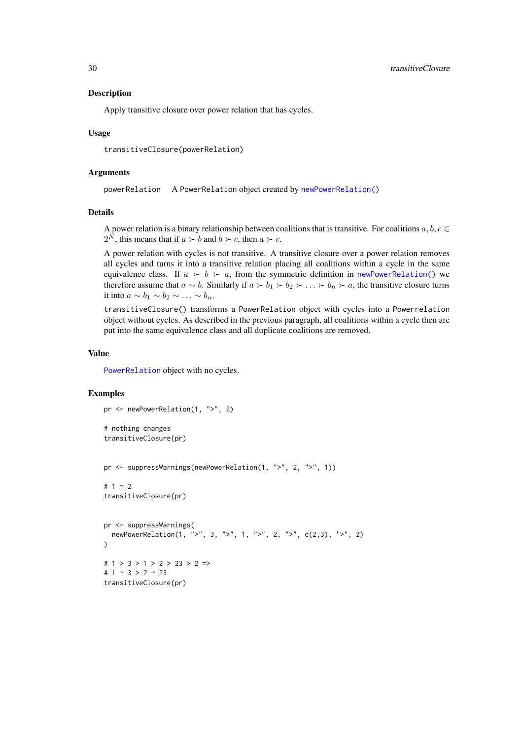## Description

Apply transitive closure over power relation that has cycles.

## Usage

```
transitiveClosure(powerRelation)
```

## Arguments

powerRelation    A PowerRelation object created by newPowerRelation()

## Details

A power relation is a binary relationship between coalitions that is transitive. For coalitions $a, b, c \in 2^N$, this means that if $a \succ b$ and $b \succ c$, then $a \succ c$.

A power relation with cycles is not transitive. A transitive closure over a power relation removes all cycles and turns it into a transitive relation placing all coalitions within a cycle in the same equivalence class. If $a \succ b \succ a$, from the symmetric definition in newPowerRelation() we therefore assume that $a \sim b$. Similarly if $a \succ b_1 \succ b_2 \succ \ldots \succ b_n \succ a$, the transitive closure turns it into $a \sim b_1 \sim b_2 \sim \ldots \sim b_n$.

`transitiveClosure()` transforms a `PowerRelation` object with cycles into a `Powerrelation` object without cycles. As described in the previous paragraph, all coalitions within a cycle then are put into the same equivalence class and all duplicate coalitions are removed.

## Value

PowerRelation object with no cycles.

## Examples

```
pr <- newPowerRelation(1, ">", 2)

# nothing changes
transitiveClosure(pr)


pr <- suppressWarnings(newPowerRelation(1, ">", 2, ">", 1))

# 1 ~ 2
transitiveClosure(pr)


pr <- suppressWarnings(
  newPowerRelation(1, ">", 3, ">", 1, ">", 2, ">", c(2,3), ">", 2)
)

# 1 > 3 > 1 > 2 > 23 > 2 =>
# 1 ~ 3 > 2 ~ 23
transitiveClosure(pr)
```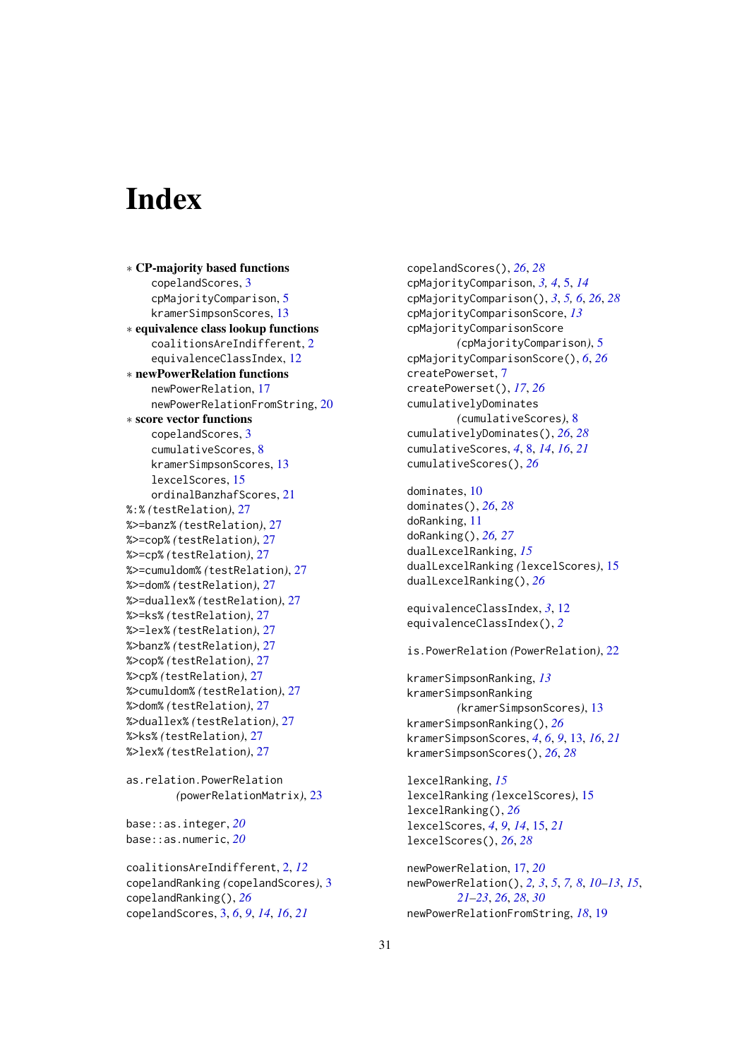# Index

- ∗ **CP-majority based functions**
  - copelandScores, 3
  - cpMajorityComparison, 5
  - kramerSimpsonScores, 13
- ∗ **equivalence class lookup functions**
  - coalitionsAreIndifferent, 2
  - equivalenceClassIndex, 12
- ∗ **newPowerRelation functions**
  - newPowerRelation, 17
  - newPowerRelationFromString, 20
- ∗ **score vector functions**
  - copelandScores, 3
  - cumulativeScores, 8
  - kramerSimpsonScores, 13
  - lexcelScores, 15
  - ordinalBanzhafScores, 21

%:% *(testRelation)*, 27
%>=banz% *(testRelation)*, 27
%>=cop% *(testRelation)*, 27
%>=cp% *(testRelation)*, 27
%>=cumuldom% *(testRelation)*, 27
%>=dom% *(testRelation)*, 27
%>=duallex% *(testRelation)*, 27
%>=ks% *(testRelation)*, 27
%>=lex% *(testRelation)*, 27
%>banz% *(testRelation)*, 27
%>cop% *(testRelation)*, 27
%>cp% *(testRelation)*, 27
%>cumuldom% *(testRelation)*, 27
%>dom% *(testRelation)*, 27
%>duallex% *(testRelation)*, 27
%>ks% *(testRelation)*, 27
%>lex% *(testRelation)*, 27

as.relation.PowerRelation *(powerRelationMatrix)*, 23

base::as.integer, *20*
base::as.numeric, *20*

coalitionsAreIndifferent, 2, *12*
copelandRanking *(copelandScores)*, 3
copelandRanking(), *26*
copelandScores, 3, *6*, *9*, *14*, *16*, *21*
copelandScores(), *26*, *28*
cpMajorityComparison, *3*, *4*, 5, *14*
cpMajorityComparison(), *3*, *5*, *6*, *26*, *28*
cpMajorityComparisonScore, *13*
cpMajorityComparisonScore *(cpMajorityComparison)*, 5
cpMajorityComparisonScore(), *6*, *26*
createPowerset, 7
createPowerset(), *17*, *26*
cumulativelyDominates *(cumulativeScores)*, 8
cumulativelyDominates(), *26*, *28*
cumulativeScores, *4*, 8, *14*, *16*, *21*
cumulativeScores(), *26*

dominates, 10
dominates(), *26*, *28*
doRanking, 11
doRanking(), *26*, *27*
dualLexcelRanking, *15*
dualLexcelRanking *(lexcelScores)*, 15
dualLexcelRanking(), *26*

equivalenceClassIndex, *3*, 12
equivalenceClassIndex(), *2*

is.PowerRelation *(PowerRelation)*, 22

kramerSimpsonRanking, *13*
kramerSimpsonRanking *(kramerSimpsonScores)*, 13
kramerSimpsonRanking(), *26*
kramerSimpsonScores, *4*, *6*, *9*, 13, *16*, *21*
kramerSimpsonScores(), *26*, *28*

lexcelRanking, *15*
lexcelRanking *(lexcelScores)*, 15
lexcelRanking(), *26*
lexcelScores, *4*, *9*, *14*, 15, *21*
lexcelScores(), *26*, *28*

newPowerRelation, 17, *20*
newPowerRelation(), *2*, *3*, *5*, *7*, *8*, *10–13*, *15*, *21–23*, *26*, *28*, *30*
newPowerRelationFromString, *18*, 19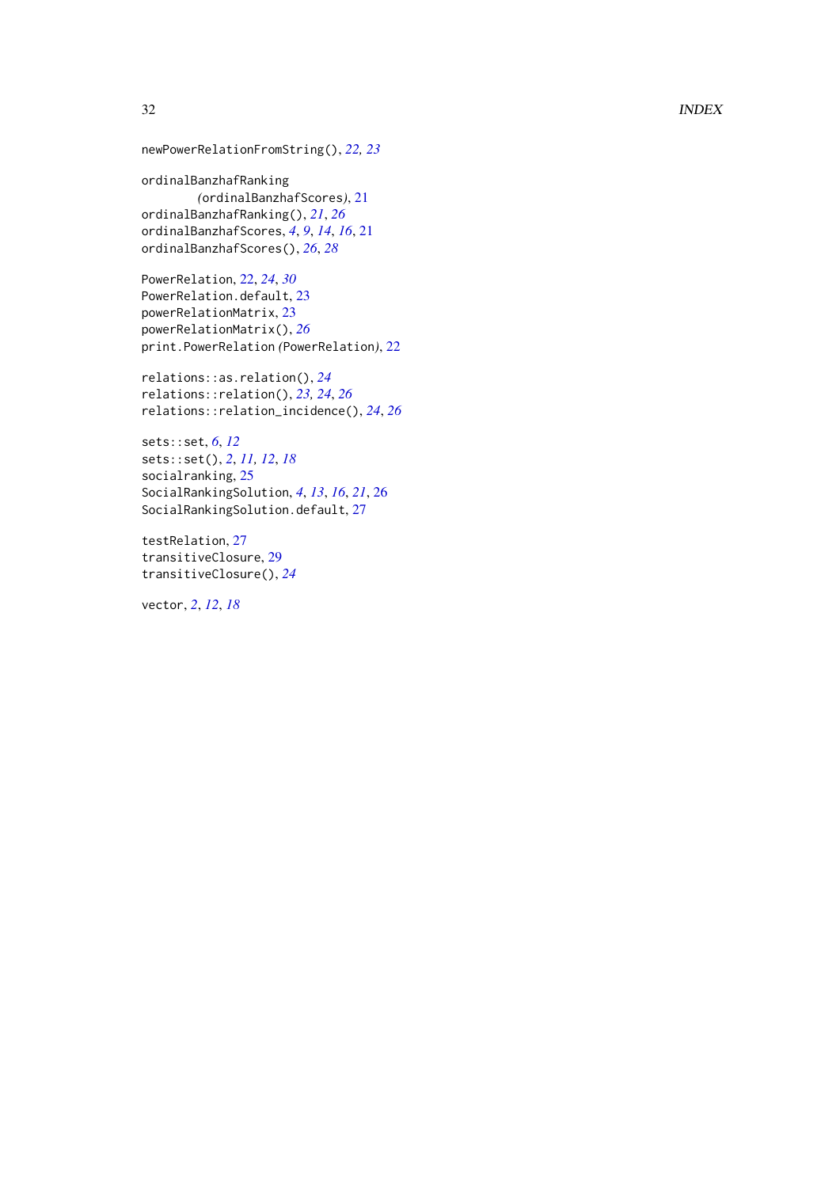newPowerRelationFromString(), *22, 23*

ordinalBanzhafRanking
        (ordinalBanzhafScores), 21
ordinalBanzhafRanking(), *21*, *26*
ordinalBanzhafScores, *4*, *9*, *14*, *16*, 21
ordinalBanzhafScores(), *26*, *28*

PowerRelation, 22, *24*, *30*
PowerRelation.default, 23
powerRelationMatrix, 23
powerRelationMatrix(), *26*
print.PowerRelation (PowerRelation), 22

relations::as.relation(), *24*
relations::relation(), *23, 24*, *26*
relations::relation_incidence(), *24*, *26*

sets::set, *6*, *12*
sets::set(), *2*, *11, 12*, *18*
socialranking, 25
SocialRankingSolution, *4*, *13*, *16*, *21*, 26
SocialRankingSolution.default, 27

testRelation, 27
transitiveClosure, 29
transitiveClosure(), *24*

vector, *2*, *12*, *18*